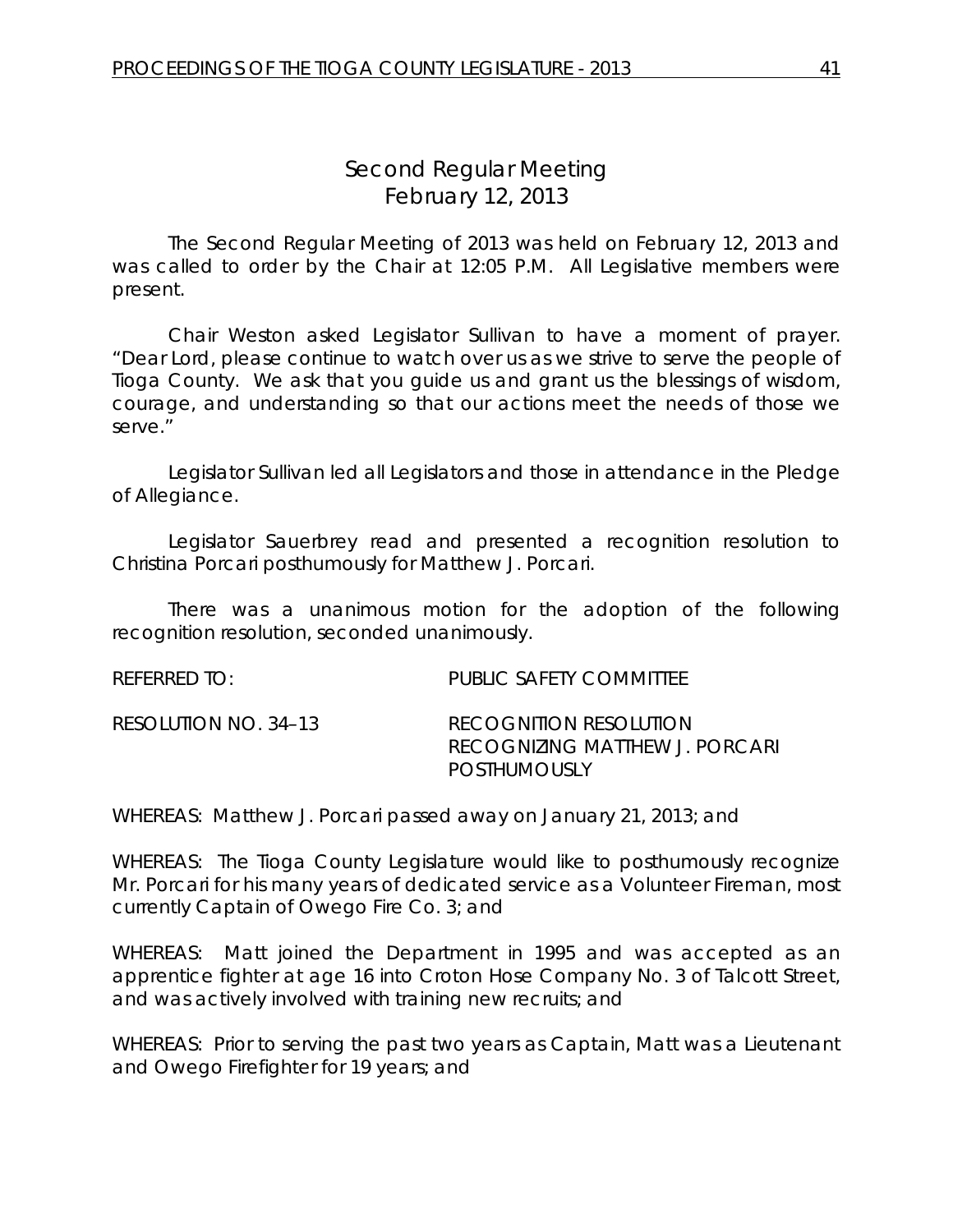# Second Regular Meeting
## February 12, 2013

The Second Regular Meeting of 2013 was held on February 12, 2013 and was called to order by the Chair at 12:05 P.M. All Legislative members were present.

Chair Weston asked Legislator Sullivan to have a moment of prayer. "Dear Lord, please continue to watch over us as we strive to serve the people of Tioga County. We ask that you guide us and grant us the blessings of wisdom, courage, and understanding so that our actions meet the needs of those we serve."

Legislator Sullivan led all Legislators and those in attendance in the Pledge of Allegiance.

Legislator Sauerbrey read and presented a recognition resolution to Christina Porcari posthumously for Matthew J. Porcari.

There was a unanimous motion for the adoption of the following recognition resolution, seconded unanimously.

REFERRED TO: PUBLIC SAFETY COMMITTEE

RESOLUTION NO. 34–13 RECOGNITION RESOLUTION
RECOGNIZING MATTHEW J. PORCARI POSTHUMOUSLY

WHEREAS: Matthew J. Porcari passed away on January 21, 2013; and

WHEREAS: The Tioga County Legislature would like to posthumously recognize Mr. Porcari for his many years of dedicated service as a Volunteer Fireman, most currently Captain of Owego Fire Co. 3; and

WHEREAS: Matt joined the Department in 1995 and was accepted as an apprentice fighter at age 16 into Croton Hose Company No. 3 of Talcott Street, and was actively involved with training new recruits; and

WHEREAS: Prior to serving the past two years as Captain, Matt was a Lieutenant and Owego Firefighter for 19 years; and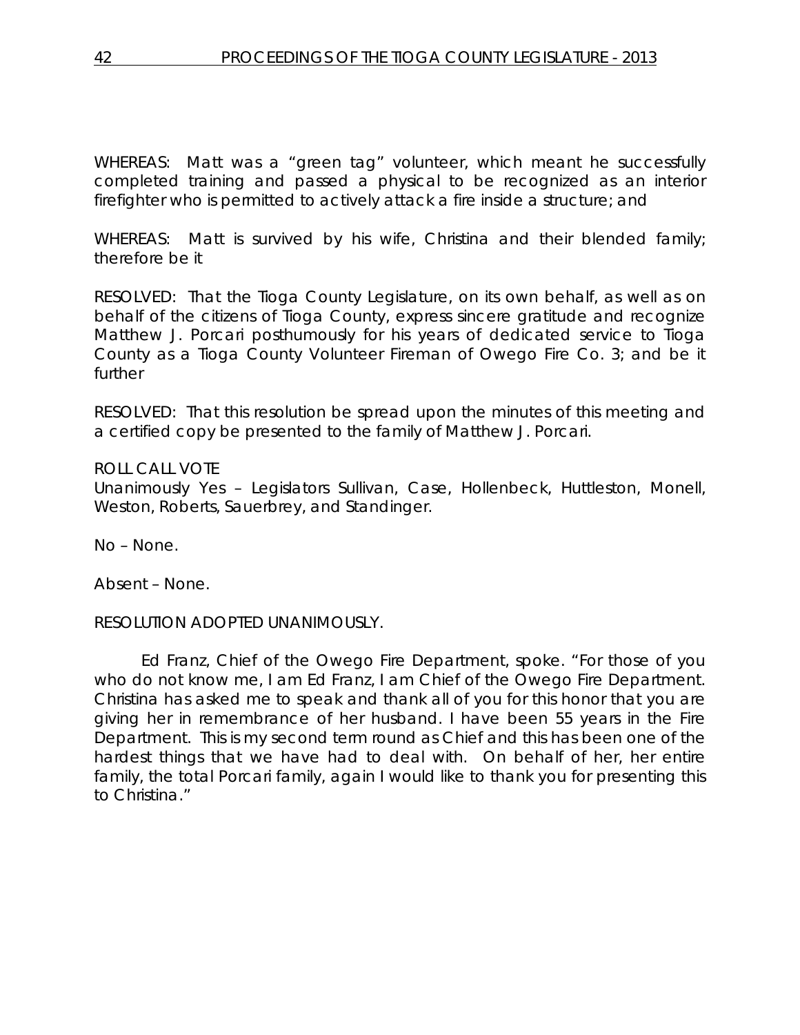WHEREAS: Matt was a "green tag" volunteer, which meant he successfully completed training and passed a physical to be recognized as an interior firefighter who is permitted to actively attack a fire inside a structure; and

WHEREAS: Matt is survived by his wife, Christina and their blended family; therefore be it

RESOLVED: That the Tioga County Legislature, on its own behalf, as well as on behalf of the citizens of Tioga County, express sincere gratitude and recognize Matthew J. Porcari posthumously for his years of dedicated service to Tioga County as a Tioga County Volunteer Fireman of Owego Fire Co. 3; and be it further

RESOLVED: That this resolution be spread upon the minutes of this meeting and a certified copy be presented to the family of Matthew J. Porcari.

ROLL CALL VOTE
Unanimously Yes – Legislators Sullivan, Case, Hollenbeck, Huttleston, Monell, Weston, Roberts, Sauerbrey, and Standinger.

No – None.

Absent – None.

RESOLUTION ADOPTED UNANIMOUSLY.

Ed Franz, Chief of the Owego Fire Department, spoke. "For those of you who do not know me, I am Ed Franz, I am Chief of the Owego Fire Department. Christina has asked me to speak and thank all of you for this honor that you are giving her in remembrance of her husband. I have been 55 years in the Fire Department. This is my second term round as Chief and this has been one of the hardest things that we have had to deal with. On behalf of her, her entire family, the total Porcari family, again I would like to thank you for presenting this to Christina."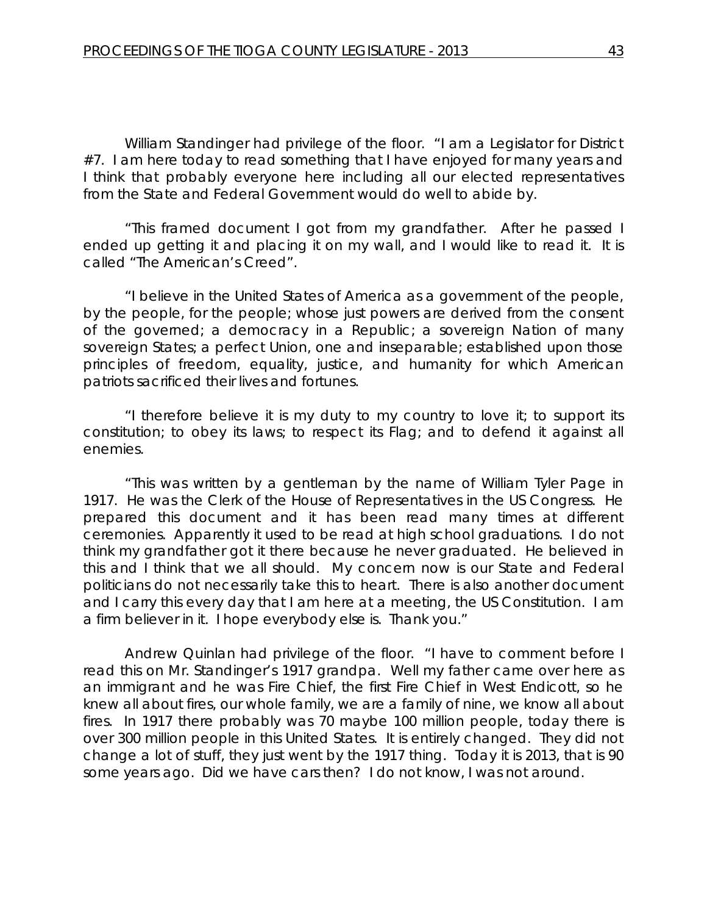William Standinger had privilege of the floor. "I am a Legislator for District #7. I am here today to read something that I have enjoyed for many years and I think that probably everyone here including all our elected representatives from the State and Federal Government would do well to abide by.

"This framed document I got from my grandfather. After he passed I ended up getting it and placing it on my wall, and I would like to read it. It is called "The American's Creed".

"I believe in the United States of America as a government of the people, by the people, for the people; whose just powers are derived from the consent of the governed; a democracy in a Republic; a sovereign Nation of many sovereign States; a perfect Union, one and inseparable; established upon those principles of freedom, equality, justice, and humanity for which American patriots sacrificed their lives and fortunes.

"I therefore believe it is my duty to my country to love it; to support its constitution; to obey its laws; to respect its Flag; and to defend it against all enemies.

"This was written by a gentleman by the name of William Tyler Page in 1917. He was the Clerk of the House of Representatives in the US Congress. He prepared this document and it has been read many times at different ceremonies. Apparently it used to be read at high school graduations. I do not think my grandfather got it there because he never graduated. He believed in this and I think that we all should. My concern now is our State and Federal politicians do not necessarily take this to heart. There is also another document and I carry this every day that I am here at a meeting, the US Constitution. I am a firm believer in it. I hope everybody else is. Thank you."

Andrew Quinlan had privilege of the floor. "I have to comment before I read this on Mr. Standinger's 1917 grandpa. Well my father came over here as an immigrant and he was Fire Chief, the first Fire Chief in West Endicott, so he knew all about fires, our whole family, we are a family of nine, we know all about fires. In 1917 there probably was 70 maybe 100 million people, today there is over 300 million people in this United States. It is entirely changed. They did not change a lot of stuff, they just went by the 1917 thing. Today it is 2013, that is 90 some years ago. Did we have cars then? I do not know, I was not around.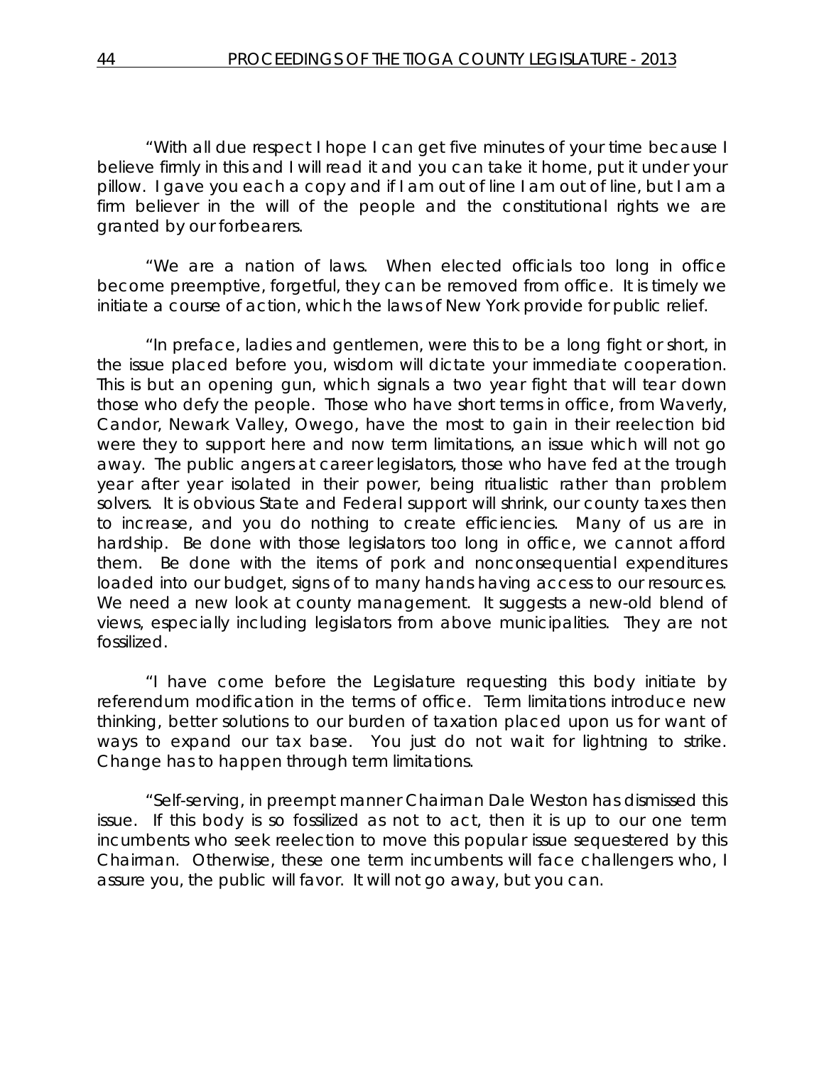"With all due respect I hope I can get five minutes of your time because I believe firmly in this and I will read it and you can take it home, put it under your pillow. I gave you each a copy and if I am out of line I am out of line, but I am a firm believer in the will of the people and the constitutional rights we are granted by our forbearers.

"We are a nation of laws. When elected officials too long in office become preemptive, forgetful, they can be removed from office. It is timely we initiate a course of action, which the laws of New York provide for public relief.

"In preface, ladies and gentlemen, were this to be a long fight or short, in the issue placed before you, wisdom will dictate your immediate cooperation. This is but an opening gun, which signals a two year fight that will tear down those who defy the people. Those who have short terms in office, from Waverly, Candor, Newark Valley, Owego, have the most to gain in their reelection bid were they to support here and now term limitations, an issue which will not go away. The public angers at career legislators, those who have fed at the trough year after year isolated in their power, being ritualistic rather than problem solvers. It is obvious State and Federal support will shrink, our county taxes then to increase, and you do nothing to create efficiencies. Many of us are in hardship. Be done with those legislators too long in office, we cannot afford them. Be done with the items of pork and nonconsequential expenditures loaded into our budget, signs of to many hands having access to our resources. We need a new look at county management. It suggests a new-old blend of views, especially including legislators from above municipalities. They are not fossilized.

"I have come before the Legislature requesting this body initiate by referendum modification in the terms of office. Term limitations introduce new thinking, better solutions to our burden of taxation placed upon us for want of ways to expand our tax base. You just do not wait for lightning to strike. Change has to happen through term limitations.

"Self-serving, in preempt manner Chairman Dale Weston has dismissed this issue. If this body is so fossilized as not to act, then it is up to our one term incumbents who seek reelection to move this popular issue sequestered by this Chairman. Otherwise, these one term incumbents will face challengers who, I assure you, the public will favor. It will not go away, but you can.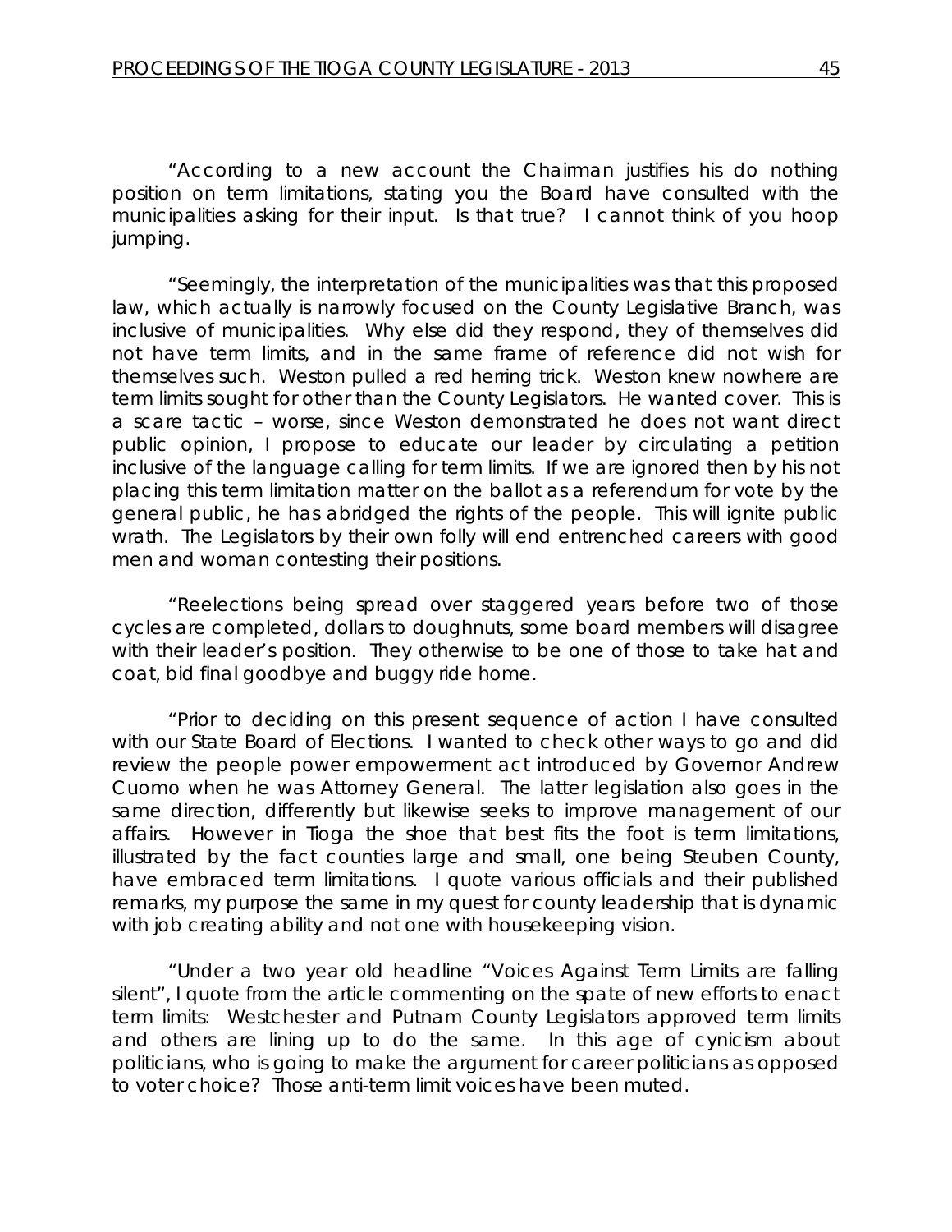"According to a new account the Chairman justifies his do nothing position on term limitations, stating you the Board have consulted with the municipalities asking for their input. Is that true? I cannot think of you hoop jumping.

"Seemingly, the interpretation of the municipalities was that this proposed law, which actually is narrowly focused on the County Legislative Branch, was inclusive of municipalities. Why else did they respond, they of themselves did not have term limits, and in the same frame of reference did not wish for themselves such. Weston pulled a red herring trick. Weston knew nowhere are term limits sought for other than the County Legislators. He wanted cover. This is a scare tactic – worse, since Weston demonstrated he does not want direct public opinion, I propose to educate our leader by circulating a petition inclusive of the language calling for term limits. If we are ignored then by his not placing this term limitation matter on the ballot as a referendum for vote by the general public, he has abridged the rights of the people. This will ignite public wrath. The Legislators by their own folly will end entrenched careers with good men and woman contesting their positions.

"Reelections being spread over staggered years before two of those cycles are completed, dollars to doughnuts, some board members will disagree with their leader's position. They otherwise to be one of those to take hat and coat, bid final goodbye and buggy ride home.

"Prior to deciding on this present sequence of action I have consulted with our State Board of Elections. I wanted to check other ways to go and did review the people power empowerment act introduced by Governor Andrew Cuomo when he was Attorney General. The latter legislation also goes in the same direction, differently but likewise seeks to improve management of our affairs. However in Tioga the shoe that best fits the foot is term limitations, illustrated by the fact counties large and small, one being Steuben County, have embraced term limitations. I quote various officials and their published remarks, my purpose the same in my quest for county leadership that is dynamic with job creating ability and not one with housekeeping vision.

"Under a two year old headline "Voices Against Term Limits are falling silent", I quote from the article commenting on the spate of new efforts to enact term limits: Westchester and Putnam County Legislators approved term limits and others are lining up to do the same. In this age of cynicism about politicians, who is going to make the argument for career politicians as opposed to voter choice? Those anti-term limit voices have been muted.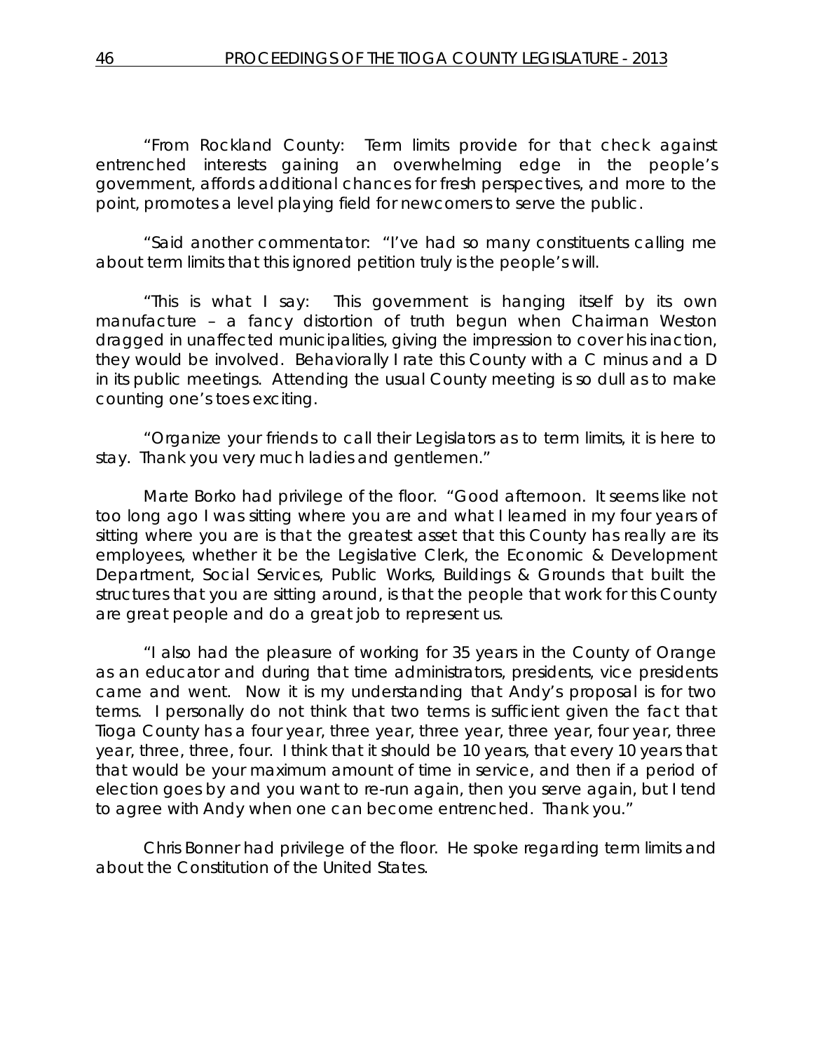"From Rockland County: Term limits provide for that check against entrenched interests gaining an overwhelming edge in the people's government, affords additional chances for fresh perspectives, and more to the point, promotes a level playing field for newcomers to serve the public.

"Said another commentator: "I've had so many constituents calling me about term limits that this ignored petition truly is the people's will.

"This is what I say: This government is hanging itself by its own manufacture – a fancy distortion of truth begun when Chairman Weston dragged in unaffected municipalities, giving the impression to cover his inaction, they would be involved. Behaviorally I rate this County with a C minus and a D in its public meetings. Attending the usual County meeting is so dull as to make counting one's toes exciting.

"Organize your friends to call their Legislators as to term limits, it is here to stay. Thank you very much ladies and gentlemen."

Marte Borko had privilege of the floor. "Good afternoon. It seems like not too long ago I was sitting where you are and what I learned in my four years of sitting where you are is that the greatest asset that this County has really are its employees, whether it be the Legislative Clerk, the Economic & Development Department, Social Services, Public Works, Buildings & Grounds that built the structures that you are sitting around, is that the people that work for this County are great people and do a great job to represent us.

"I also had the pleasure of working for 35 years in the County of Orange as an educator and during that time administrators, presidents, vice presidents came and went. Now it is my understanding that Andy's proposal is for two terms. I personally do not think that two terms is sufficient given the fact that Tioga County has a four year, three year, three year, three year, four year, three year, three, three, four. I think that it should be 10 years, that every 10 years that that would be your maximum amount of time in service, and then if a period of election goes by and you want to re-run again, then you serve again, but I tend to agree with Andy when one can become entrenched. Thank you."

Chris Bonner had privilege of the floor. He spoke regarding term limits and about the Constitution of the United States.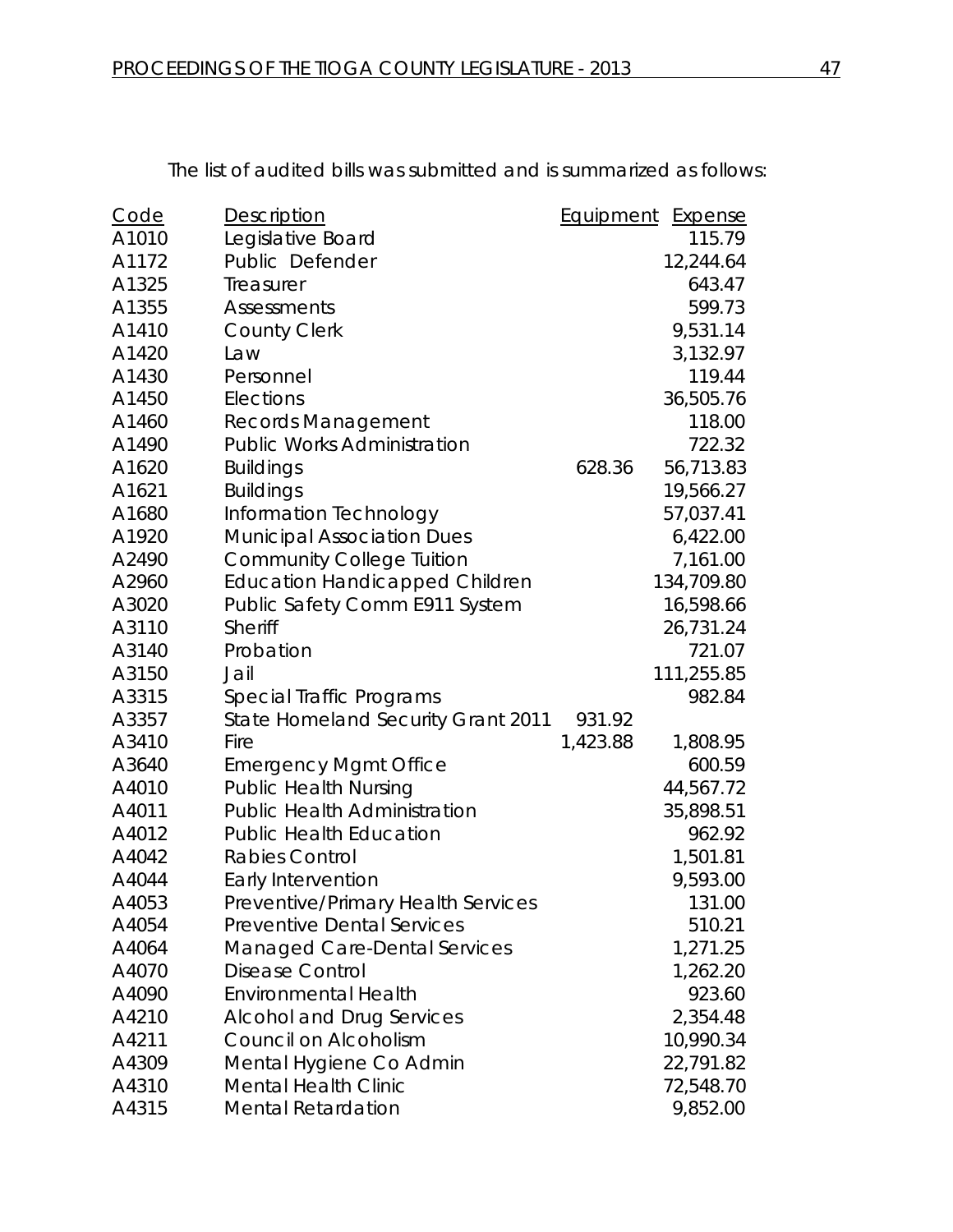The list of audited bills was submitted and is summarized as follows:

| Code | Description | Equipment | Expense |
|---|---|---|---|
| A1010 | Legislative Board | | 115.79 |
| A1172 | Public Defender | | 12,244.64 |
| A1325 | Treasurer | | 643.47 |
| A1355 | Assessments | | 599.73 |
| A1410 | County Clerk | | 9,531.14 |
| A1420 | Law | | 3,132.97 |
| A1430 | Personnel | | 119.44 |
| A1450 | Elections | | 36,505.76 |
| A1460 | Records Management | | 118.00 |
| A1490 | Public Works Administration | | 722.32 |
| A1620 | Buildings | 628.36 | 56,713.83 |
| A1621 | Buildings | | 19,566.27 |
| A1680 | Information Technology | | 57,037.41 |
| A1920 | Municipal Association Dues | | 6,422.00 |
| A2490 | Community College Tuition | | 7,161.00 |
| A2960 | Education Handicapped Children | | 134,709.80 |
| A3020 | Public Safety Comm E911 System | | 16,598.66 |
| A3110 | Sheriff | | 26,731.24 |
| A3140 | Probation | | 721.07 |
| A3150 | Jail | | 111,255.85 |
| A3315 | Special Traffic Programs | | 982.84 |
| A3357 | State Homeland Security Grant 2011 | 931.92 | |
| A3410 | Fire | 1,423.88 | 1,808.95 |
| A3640 | Emergency Mgmt Office | | 600.59 |
| A4010 | Public Health Nursing | | 44,567.72 |
| A4011 | Public Health Administration | | 35,898.51 |
| A4012 | Public Health Education | | 962.92 |
| A4042 | Rabies Control | | 1,501.81 |
| A4044 | Early Intervention | | 9,593.00 |
| A4053 | Preventive/Primary Health Services | | 131.00 |
| A4054 | Preventive Dental Services | | 510.21 |
| A4064 | Managed Care-Dental Services | | 1,271.25 |
| A4070 | Disease Control | | 1,262.20 |
| A4090 | Environmental Health | | 923.60 |
| A4210 | Alcohol and Drug Services | | 2,354.48 |
| A4211 | Council on Alcoholism | | 10,990.34 |
| A4309 | Mental Hygiene Co Admin | | 22,791.82 |
| A4310 | Mental Health Clinic | | 72,548.70 |
| A4315 | Mental Retardation | | 9,852.00 |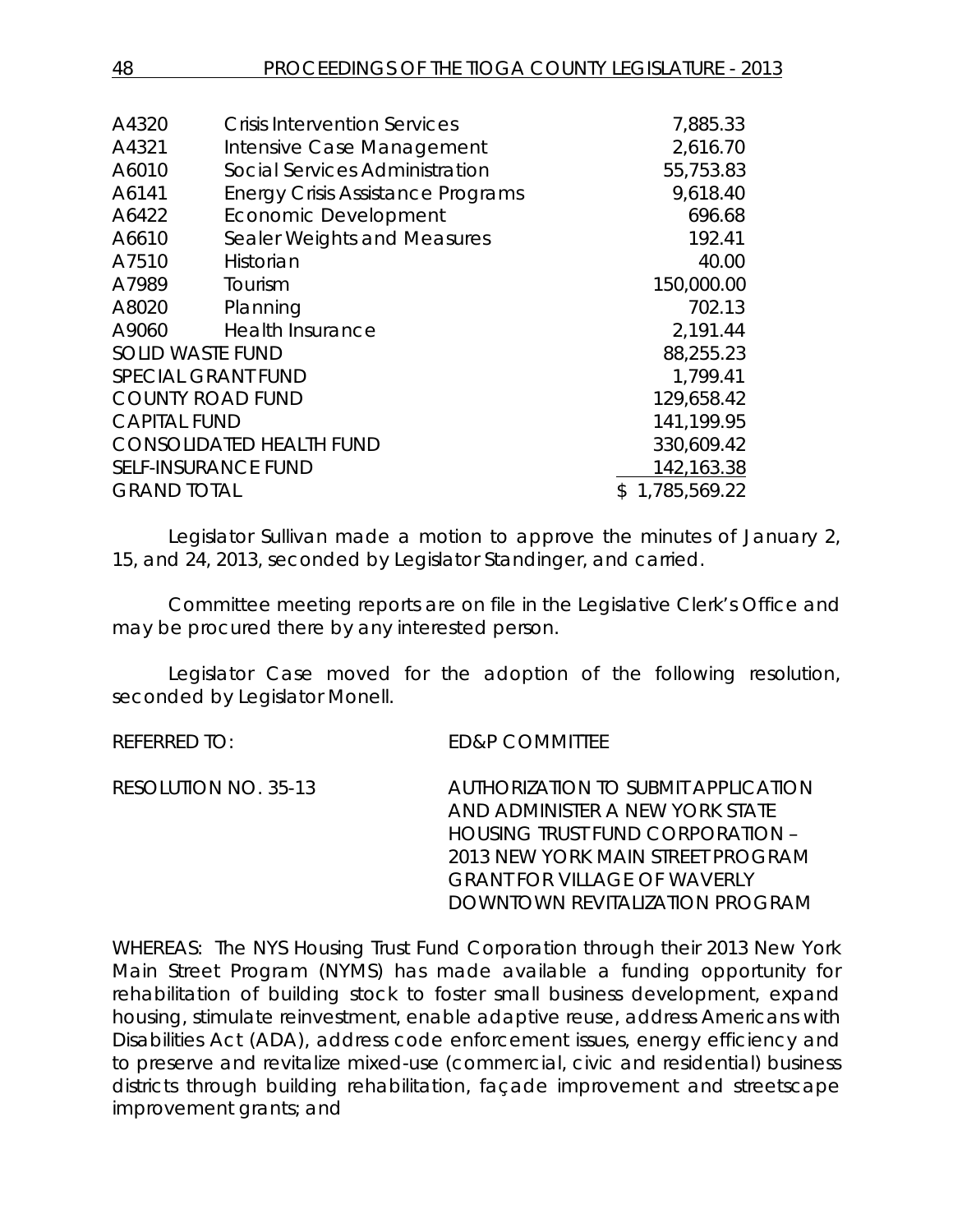| | | |
|---|---|---|
| A4320 | Crisis Intervention Services | 7,885.33 |
| A4321 | Intensive Case Management | 2,616.70 |
| A6010 | Social Services Administration | 55,753.83 |
| A6141 | Energy Crisis Assistance Programs | 9,618.40 |
| A6422 | Economic Development | 696.68 |
| A6610 | Sealer Weights and Measures | 192.41 |
| A7510 | Historian | 40.00 |
| A7989 | Tourism | 150,000.00 |
| A8020 | Planning | 702.13 |
| A9060 | Health Insurance | 2,191.44 |
| SOLID WASTE FUND | | 88,255.23 |
| SPECIAL GRANT FUND | | 1,799.41 |
| COUNTY ROAD FUND | | 129,658.42 |
| CAPITAL FUND | | 141,199.95 |
| CONSOLIDATED HEALTH FUND | | 330,609.42 |
| SELF-INSURANCE FUND | | 142,163.38 |
| GRAND TOTAL | | $ 1,785,569.22 |

Legislator Sullivan made a motion to approve the minutes of January 2, 15, and 24, 2013, seconded by Legislator Standinger, and carried.

Committee meeting reports are on file in the Legislative Clerk's Office and may be procured there by any interested person.

Legislator Case moved for the adoption of the following resolution, seconded by Legislator Monell.

REFERRED TO: ED&P COMMITTEE

RESOLUTION NO. 35-13 AUTHORIZATION TO SUBMIT APPLICATION AND ADMINISTER A NEW YORK STATE HOUSING TRUST FUND CORPORATION – 2013 NEW YORK MAIN STREET PROGRAM GRANT FOR VILLAGE OF WAVERLY DOWNTOWN REVITALIZATION PROGRAM

WHEREAS: The NYS Housing Trust Fund Corporation through their 2013 New York Main Street Program (NYMS) has made available a funding opportunity for rehabilitation of building stock to foster small business development, expand housing, stimulate reinvestment, enable adaptive reuse, address Americans with Disabilities Act (ADA), address code enforcement issues, energy efficiency and to preserve and revitalize mixed-use (commercial, civic and residential) business districts through building rehabilitation, façade improvement and streetscape improvement grants; and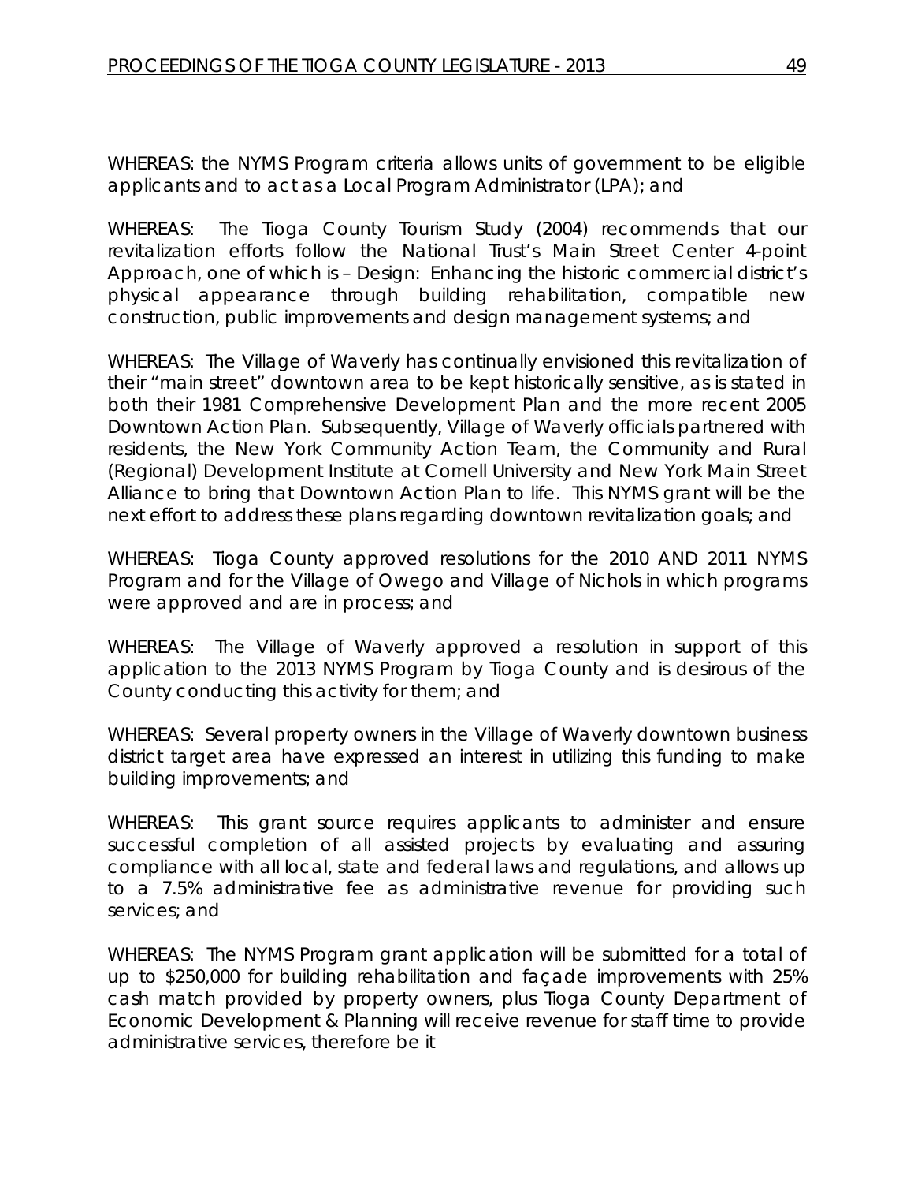WHEREAS: the NYMS Program criteria allows units of government to be eligible applicants and to act as a Local Program Administrator (LPA); and

WHEREAS: The Tioga County Tourism Study (2004) recommends that our revitalization efforts follow the National Trust's Main Street Center 4-point Approach, one of which is – Design: Enhancing the historic commercial district's physical appearance through building rehabilitation, compatible new construction, public improvements and design management systems; and

WHEREAS: The Village of Waverly has continually envisioned this revitalization of their "main street" downtown area to be kept historically sensitive, as is stated in both their 1981 Comprehensive Development Plan and the more recent 2005 Downtown Action Plan. Subsequently, Village of Waverly officials partnered with residents, the New York Community Action Team, the Community and Rural (Regional) Development Institute at Cornell University and New York Main Street Alliance to bring that Downtown Action Plan to life. This NYMS grant will be the next effort to address these plans regarding downtown revitalization goals; and

WHEREAS: Tioga County approved resolutions for the 2010 AND 2011 NYMS Program and for the Village of Owego and Village of Nichols in which programs were approved and are in process; and

WHEREAS: The Village of Waverly approved a resolution in support of this application to the 2013 NYMS Program by Tioga County and is desirous of the County conducting this activity for them; and

WHEREAS: Several property owners in the Village of Waverly downtown business district target area have expressed an interest in utilizing this funding to make building improvements; and

WHEREAS: This grant source requires applicants to administer and ensure successful completion of all assisted projects by evaluating and assuring compliance with all local, state and federal laws and regulations, and allows up to a 7.5% administrative fee as administrative revenue for providing such services; and

WHEREAS: The NYMS Program grant application will be submitted for a total of up to $250,000 for building rehabilitation and façade improvements with 25% cash match provided by property owners, plus Tioga County Department of Economic Development & Planning will receive revenue for staff time to provide administrative services, therefore be it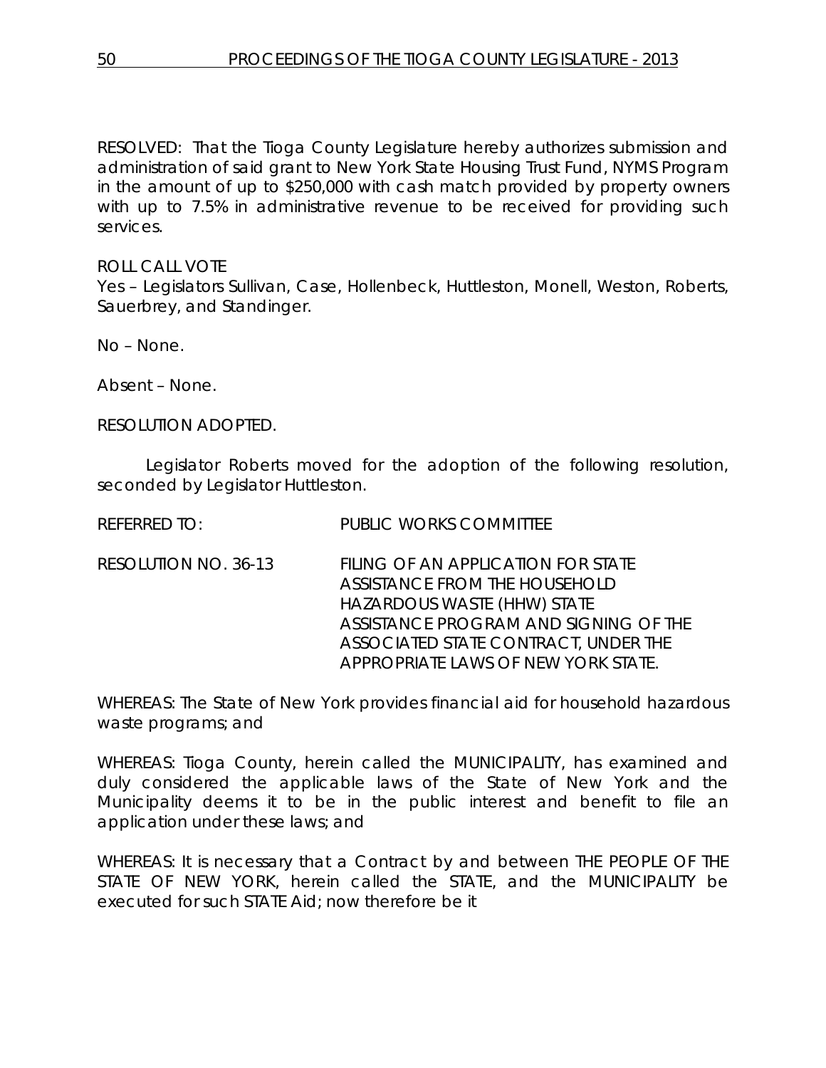RESOLVED: That the Tioga County Legislature hereby authorizes submission and administration of said grant to New York State Housing Trust Fund, NYMS Program in the amount of up to $250,000 with cash match provided by property owners with up to 7.5% in administrative revenue to be received for providing such services.

ROLL CALL VOTE
Yes – Legislators Sullivan, Case, Hollenbeck, Huttleston, Monell, Weston, Roberts, Sauerbrey, and Standinger.

No – None.

Absent – None.

RESOLUTION ADOPTED.

Legislator Roberts moved for the adoption of the following resolution, seconded by Legislator Huttleston.

REFERRED TO: PUBLIC WORKS COMMITTEE

RESOLUTION NO. 36-13 FILING OF AN APPLICATION FOR STATE ASSISTANCE FROM THE HOUSEHOLD HAZARDOUS WASTE (HHW) STATE ASSISTANCE PROGRAM AND SIGNING OF THE ASSOCIATED STATE CONTRACT, UNDER THE APPROPRIATE LAWS OF NEW YORK STATE.

WHEREAS: The State of New York provides financial aid for household hazardous waste programs; and

WHEREAS: Tioga County, herein called the MUNICIPALITY, has examined and duly considered the applicable laws of the State of New York and the Municipality deems it to be in the public interest and benefit to file an application under these laws; and

WHEREAS: It is necessary that a Contract by and between THE PEOPLE OF THE STATE OF NEW YORK, herein called the STATE, and the MUNICIPALITY be executed for such STATE Aid; now therefore be it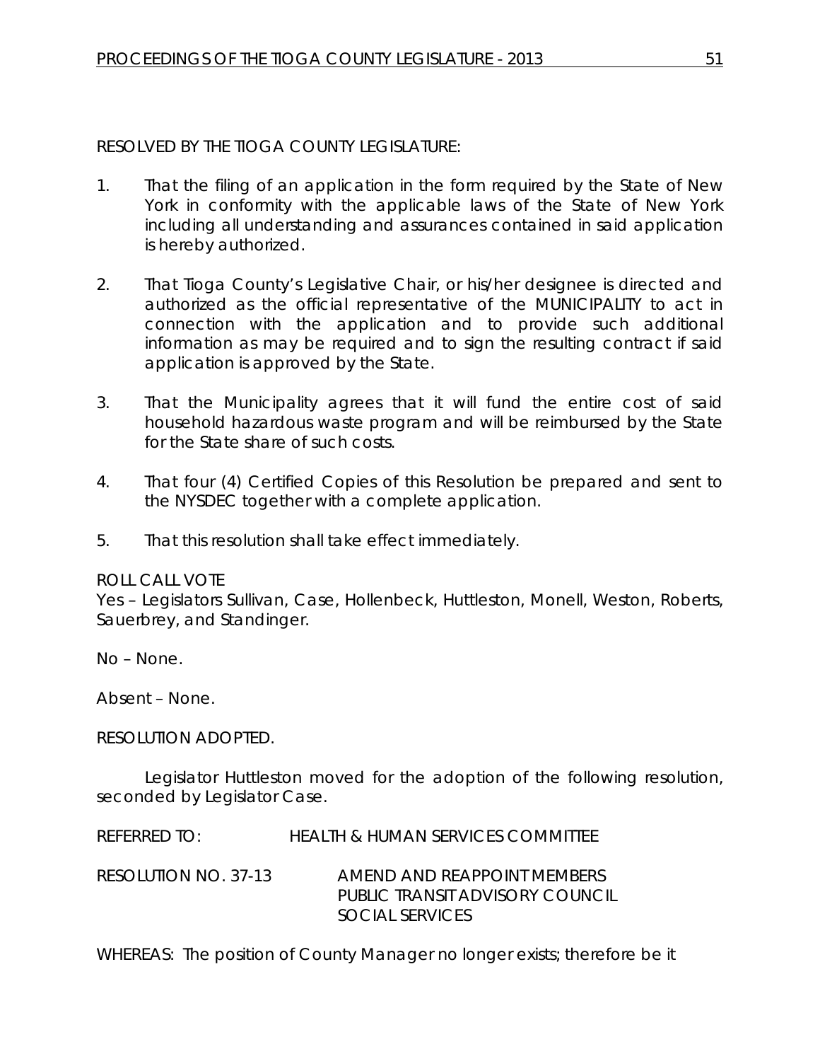RESOLVED BY THE TIOGA COUNTY LEGISLATURE:

1. That the filing of an application in the form required by the State of New York in conformity with the applicable laws of the State of New York including all understanding and assurances contained in said application is hereby authorized.

2. That Tioga County's Legislative Chair, or his/her designee is directed and authorized as the official representative of the MUNICIPALITY to act in connection with the application and to provide such additional information as may be required and to sign the resulting contract if said application is approved by the State.

3. That the Municipality agrees that it will fund the entire cost of said household hazardous waste program and will be reimbursed by the State for the State share of such costs.

4. That four (4) Certified Copies of this Resolution be prepared and sent to the NYSDEC together with a complete application.

5. That this resolution shall take effect immediately.

ROLL CALL VOTE
Yes – Legislators Sullivan, Case, Hollenbeck, Huttleston, Monell, Weston, Roberts, Sauerbrey, and Standinger.

No – None.

Absent – None.

RESOLUTION ADOPTED.

Legislator Huttleston moved for the adoption of the following resolution, seconded by Legislator Case.

REFERRED TO: HEALTH & HUMAN SERVICES COMMITTEE

RESOLUTION NO. 37-13 AMEND AND REAPPOINT MEMBERS PUBLIC TRANSIT ADVISORY COUNCIL SOCIAL SERVICES

WHEREAS: The position of County Manager no longer exists; therefore be it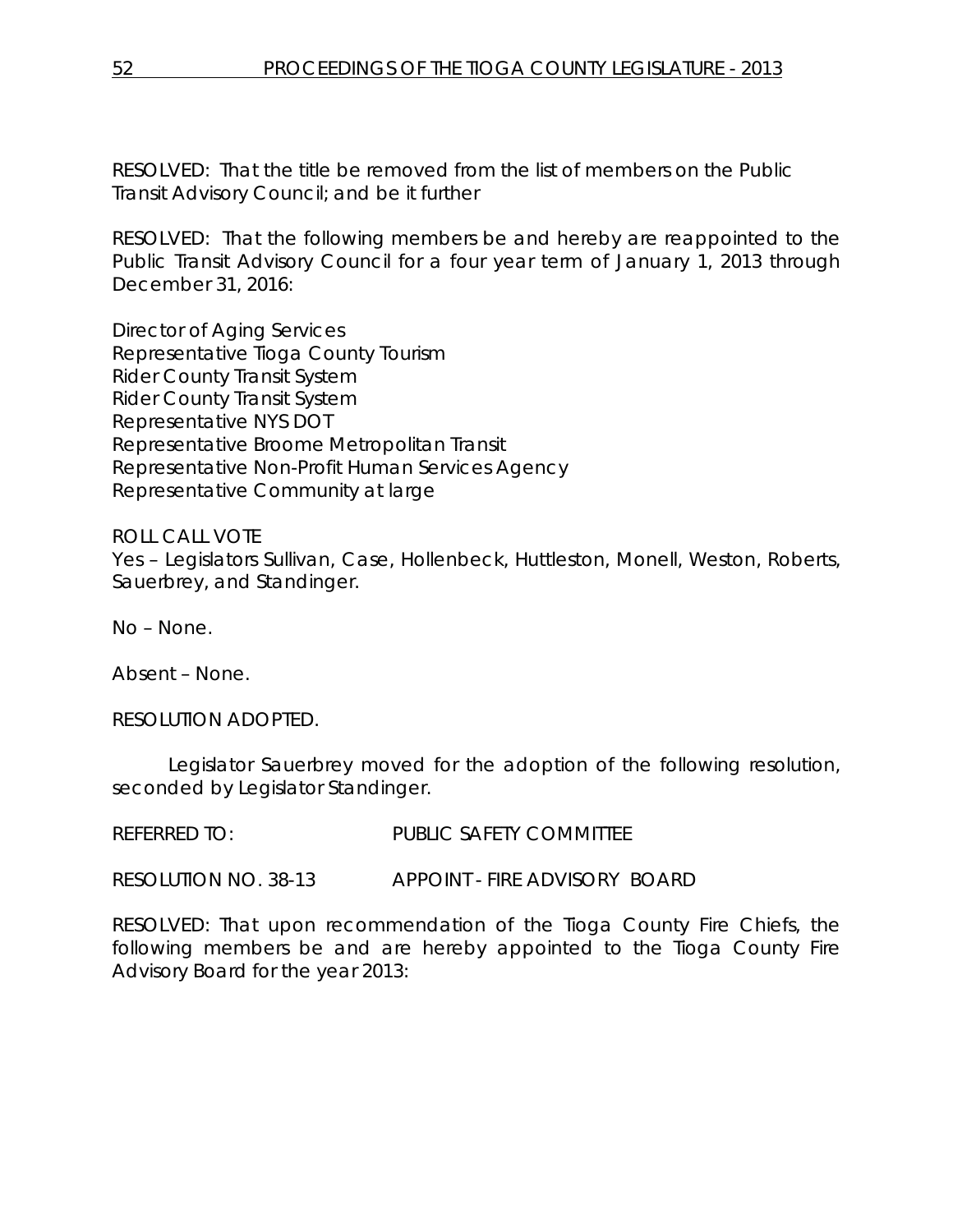RESOLVED: That the title be removed from the list of members on the Public Transit Advisory Council; and be it further

RESOLVED: That the following members be and hereby are reappointed to the Public Transit Advisory Council for a four year term of January 1, 2013 through December 31, 2016:

Director of Aging Services
Representative Tioga County Tourism
Rider County Transit System
Rider County Transit System
Representative NYS DOT
Representative Broome Metropolitan Transit
Representative Non-Profit Human Services Agency
Representative Community at large

ROLL CALL VOTE
Yes – Legislators Sullivan, Case, Hollenbeck, Huttleston, Monell, Weston, Roberts, Sauerbrey, and Standinger.

No – None.

Absent – None.

RESOLUTION ADOPTED.

Legislator Sauerbrey moved for the adoption of the following resolution, seconded by Legislator Standinger.

REFERRED TO: PUBLIC SAFETY COMMITTEE

RESOLUTION NO. 38-13 APPOINT - FIRE ADVISORY BOARD

RESOLVED: That upon recommendation of the Tioga County Fire Chiefs, the following members be and are hereby appointed to the Tioga County Fire Advisory Board for the year 2013: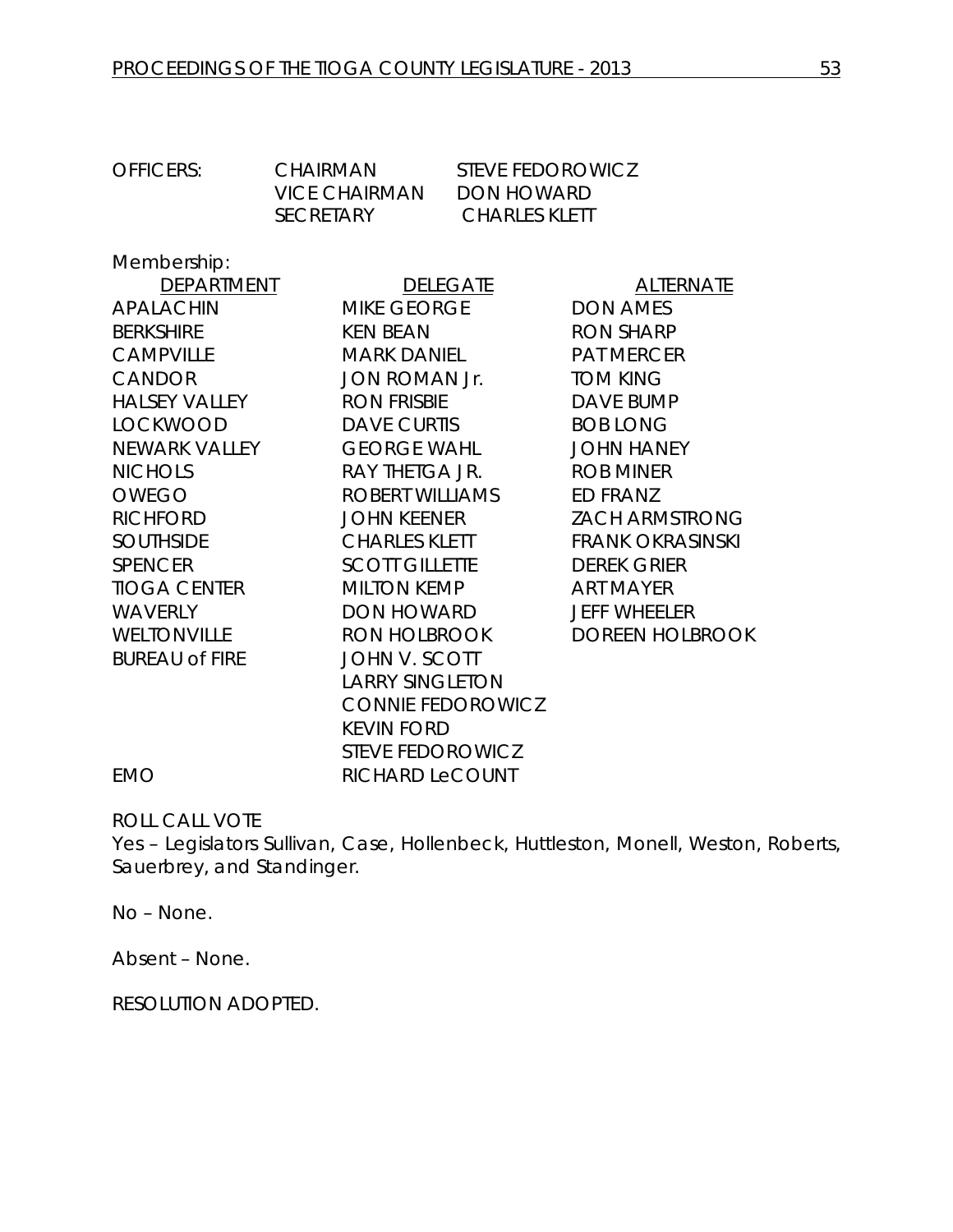OFFICERS:

| | |
|---|---|
| CHAIRMAN | STEVE FEDOROWICZ |
| VICE CHAIRMAN | DON HOWARD |
| SECRETARY | CHARLES KLETT |

Membership:

| DEPARTMENT | DELEGATE | ALTERNATE |
|---|---|---|
| APALACHIN | MIKE GEORGE | DON AMES |
| BERKSHIRE | KEN BEAN | RON SHARP |
| CAMPVILLE | MARK DANIEL | PAT MERCER |
| CANDOR | JON ROMAN Jr. | TOM KING |
| HALSEY VALLEY | RON FRISBIE | DAVE BUMP |
| LOCKWOOD | DAVE CURTIS | BOB LONG |
| NEWARK VALLEY | GEORGE WAHL | JOHN HANEY |
| NICHOLS | RAY THETGA JR. | ROB MINER |
| OWEGO | ROBERT WILLIAMS | ED FRANZ |
| RICHFORD | JOHN KEENER | ZACH ARMSTRONG |
| SOUTHSIDE | CHARLES KLETT | FRANK OKRASINSKI |
| SPENCER | SCOTT GILLETTE | DEREK GRIER |
| TIOGA CENTER | MILTON KEMP | ART MAYER |
| WAVERLY | DON HOWARD | JEFF WHEELER |
| WELTONVILLE | RON HOLBROOK | DOREEN HOLBROOK |
| BUREAU of FIRE | JOHN V. SCOTT | |
| | LARRY SINGLETON | |
| | CONNIE FEDOROWICZ | |
| | KEVIN FORD | |
| | STEVE FEDOROWICZ | |
| EMO | RICHARD LeCOUNT | |

ROLL CALL VOTE
Yes – Legislators Sullivan, Case, Hollenbeck, Huttleston, Monell, Weston, Roberts, Sauerbrey, and Standinger.

No – None.

Absent – None.

RESOLUTION ADOPTED.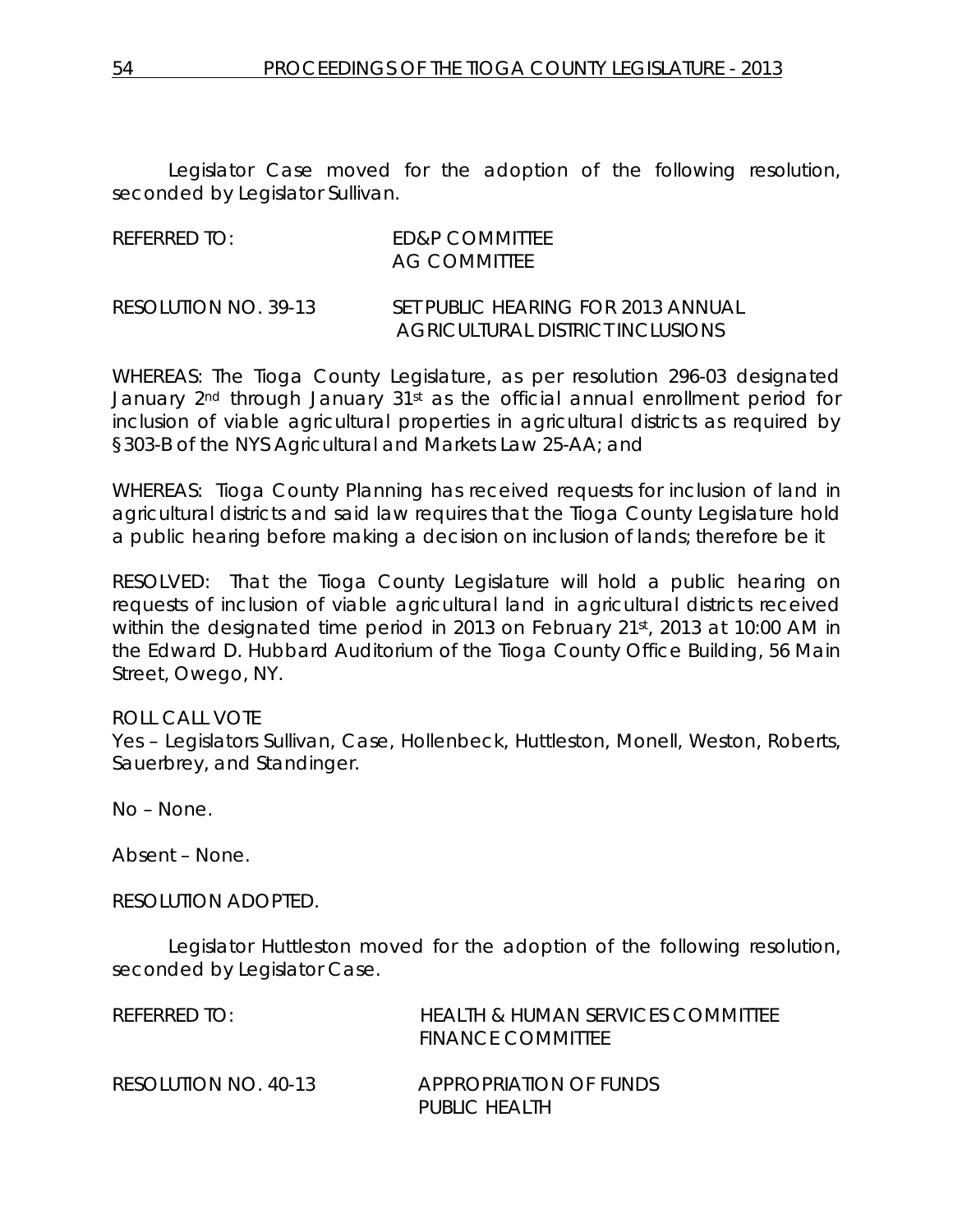Legislator Case moved for the adoption of the following resolution, seconded by Legislator Sullivan.

REFERRED TO: ED&P COMMITTEE
AG COMMITTEE

RESOLUTION NO. 39-13 SET PUBLIC HEARING FOR 2013 ANNUAL AGRICULTURAL DISTRICT INCLUSIONS

WHEREAS: The Tioga County Legislature, as per resolution 296-03 designated January 2nd through January 31st as the official annual enrollment period for inclusion of viable agricultural properties in agricultural districts as required by §303-B of the NYS Agricultural and Markets Law 25-AA; and

WHEREAS: Tioga County Planning has received requests for inclusion of land in agricultural districts and said law requires that the Tioga County Legislature hold a public hearing before making a decision on inclusion of lands; therefore be it

RESOLVED: That the Tioga County Legislature will hold a public hearing on requests of inclusion of viable agricultural land in agricultural districts received within the designated time period in 2013 on February 21st, 2013 at 10:00 AM in the Edward D. Hubbard Auditorium of the Tioga County Office Building, 56 Main Street, Owego, NY.

ROLL CALL VOTE
Yes – Legislators Sullivan, Case, Hollenbeck, Huttleston, Monell, Weston, Roberts, Sauerbrey, and Standinger.

No – None.

Absent – None.

RESOLUTION ADOPTED.

Legislator Huttleston moved for the adoption of the following resolution, seconded by Legislator Case.

REFERRED TO: HEALTH & HUMAN SERVICES COMMITTEE
FINANCE COMMITTEE

RESOLUTION NO. 40-13 APPROPRIATION OF FUNDS
PUBLIC HEALTH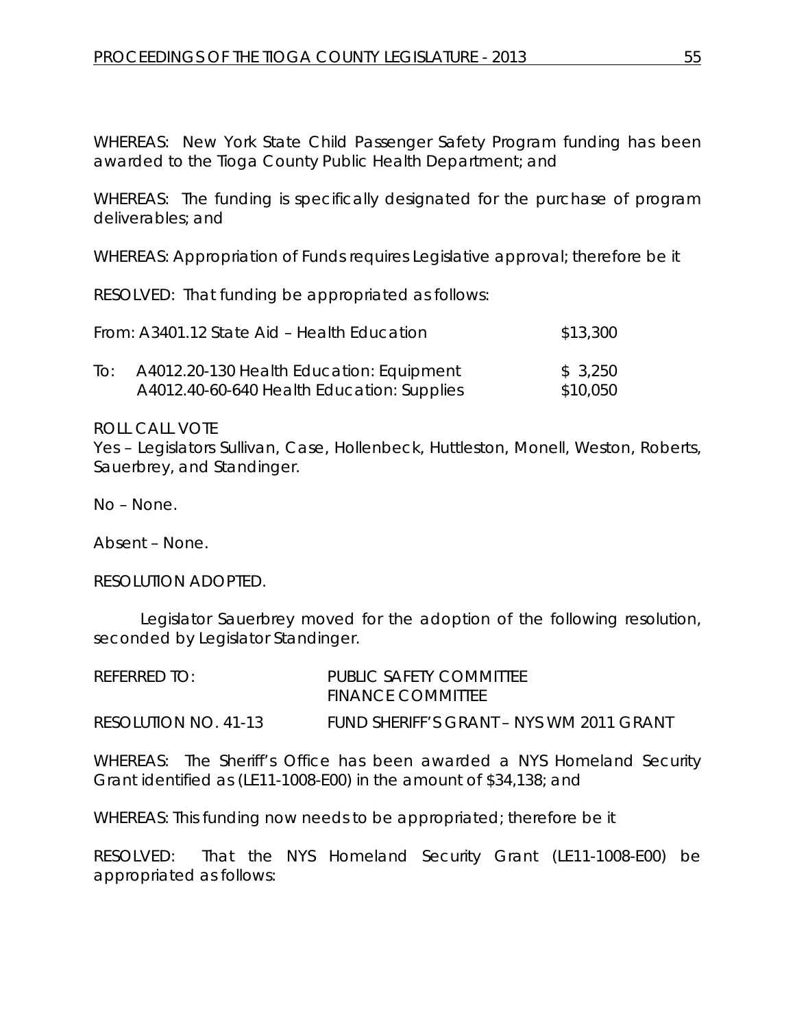WHEREAS: New York State Child Passenger Safety Program funding has been awarded to the Tioga County Public Health Department; and

WHEREAS: The funding is specifically designated for the purchase of program deliverables; and

WHEREAS: Appropriation of Funds requires Legislative approval; therefore be it

RESOLVED: That funding be appropriated as follows:

| | | |
|---|---|---|
| From: | A3401.12 State Aid – Health Education | $13,300 |
| To: | A4012.20-130 Health Education: Equipment | $ 3,250 |
| | A4012.40-60-640 Health Education: Supplies | $10,050 |

ROLL CALL VOTE
Yes – Legislators Sullivan, Case, Hollenbeck, Huttleston, Monell, Weston, Roberts, Sauerbrey, and Standinger.

No – None.

Absent – None.

RESOLUTION ADOPTED.

Legislator Sauerbrey moved for the adoption of the following resolution, seconded by Legislator Standinger.

REFERRED TO: PUBLIC SAFETY COMMITTEE
FINANCE COMMITTEE

RESOLUTION NO. 41-13 FUND SHERIFF'S GRANT – NYS WM 2011 GRANT

WHEREAS: The Sheriff's Office has been awarded a NYS Homeland Security Grant identified as (LE11-1008-E00) in the amount of $34,138; and

WHEREAS: This funding now needs to be appropriated; therefore be it

RESOLVED: That the NYS Homeland Security Grant (LE11-1008-E00) be appropriated as follows: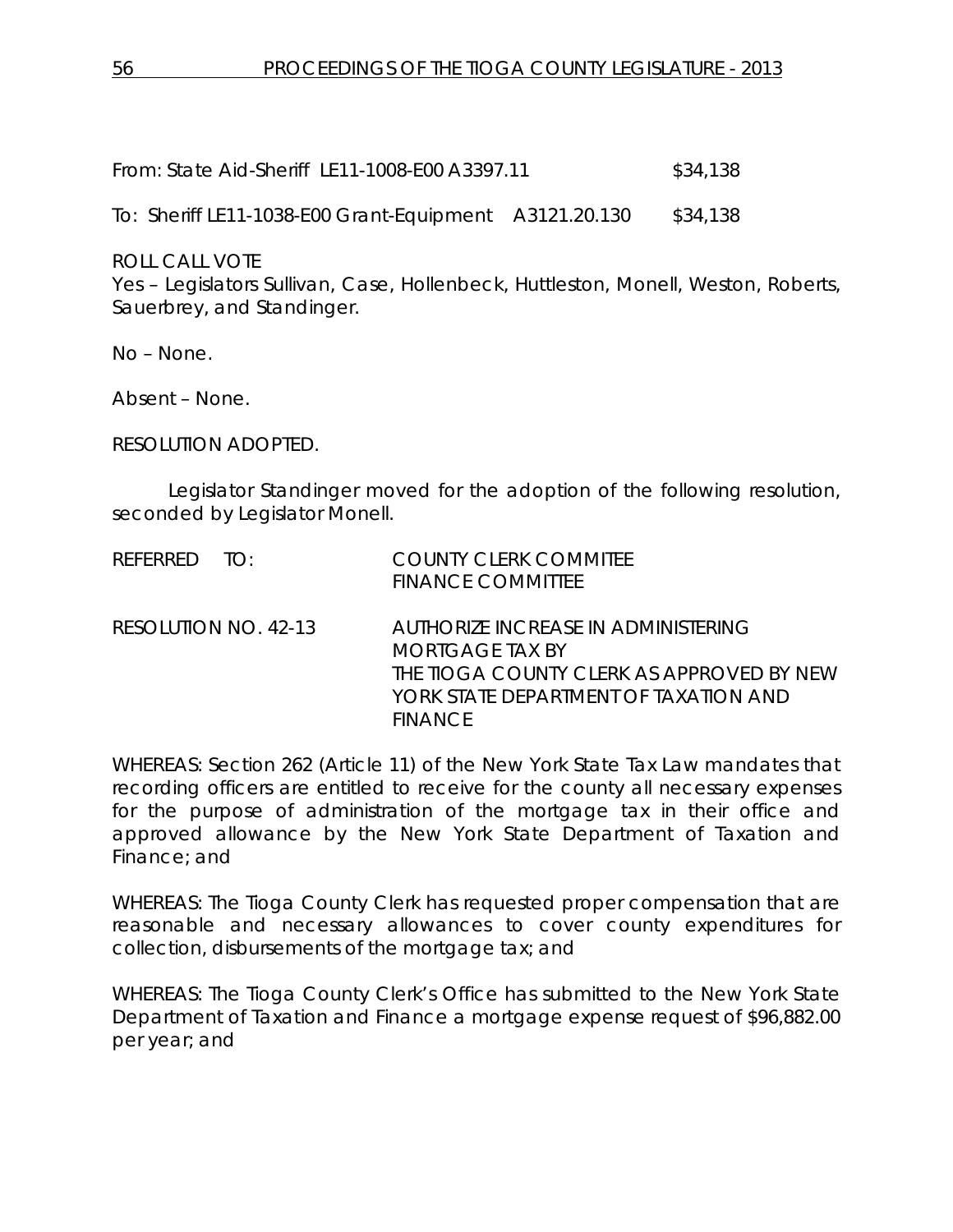From: State Aid-Sheriff LE11-1008-E00 A3397.11 $34,138

To: Sheriff LE11-1038-E00 Grant-Equipment A3121.20.130 $34,138

ROLL CALL VOTE
Yes – Legislators Sullivan, Case, Hollenbeck, Huttleston, Monell, Weston, Roberts, Sauerbrey, and Standinger.

No – None.

Absent – None.

RESOLUTION ADOPTED.

Legislator Standinger moved for the adoption of the following resolution, seconded by Legislator Monell.

| | |
|---|---|
| REFERRED TO: | COUNTY CLERK COMMITEE<br>FINANCE COMMITTEE |
| RESOLUTION NO. 42-13 | AUTHORIZE INCREASE IN ADMINISTERING MORTGAGE TAX BY THE TIOGA COUNTY CLERK AS APPROVED BY NEW YORK STATE DEPARTMENT OF TAXATION AND FINANCE |

WHEREAS: Section 262 (Article 11) of the New York State Tax Law mandates that recording officers are entitled to receive for the county all necessary expenses for the purpose of administration of the mortgage tax in their office and approved allowance by the New York State Department of Taxation and Finance; and

WHEREAS: The Tioga County Clerk has requested proper compensation that are reasonable and necessary allowances to cover county expenditures for collection, disbursements of the mortgage tax; and

WHEREAS: The Tioga County Clerk's Office has submitted to the New York State Department of Taxation and Finance a mortgage expense request of $96,882.00 per year; and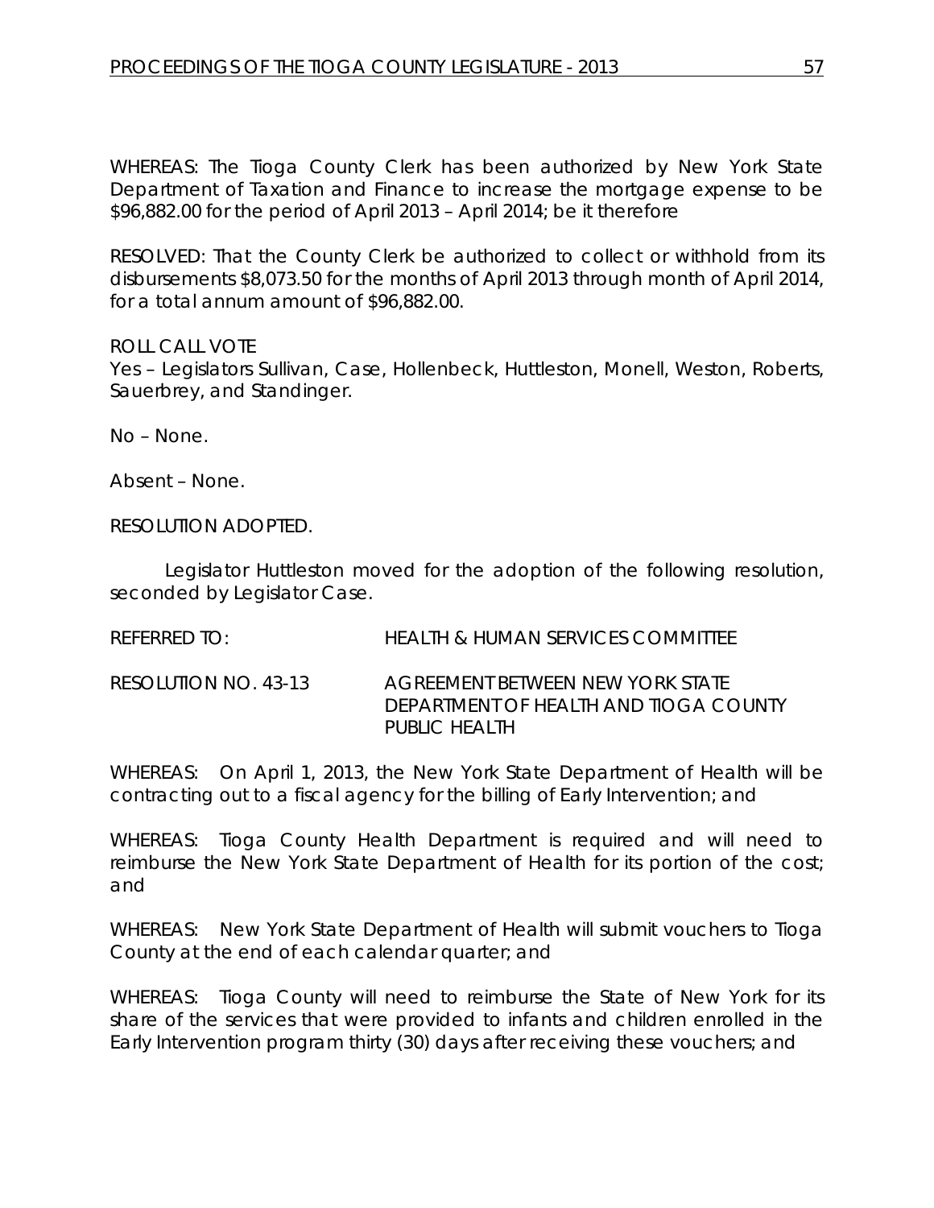WHEREAS: The Tioga County Clerk has been authorized by New York State Department of Taxation and Finance to increase the mortgage expense to be $96,882.00 for the period of April 2013 – April 2014; be it therefore

RESOLVED: That the County Clerk be authorized to collect or withhold from its disbursements $8,073.50 for the months of April 2013 through month of April 2014, for a total annum amount of $96,882.00.

ROLL CALL VOTE
Yes – Legislators Sullivan, Case, Hollenbeck, Huttleston, Monell, Weston, Roberts, Sauerbrey, and Standinger.

No – None.

Absent – None.

RESOLUTION ADOPTED.

Legislator Huttleston moved for the adoption of the following resolution, seconded by Legislator Case.

REFERRED TO: HEALTH & HUMAN SERVICES COMMITTEE

RESOLUTION NO. 43-13 AGREEMENT BETWEEN NEW YORK STATE DEPARTMENT OF HEALTH AND TIOGA COUNTY PUBLIC HEALTH

WHEREAS: On April 1, 2013, the New York State Department of Health will be contracting out to a fiscal agency for the billing of Early Intervention; and

WHEREAS: Tioga County Health Department is required and will need to reimburse the New York State Department of Health for its portion of the cost; and

WHEREAS: New York State Department of Health will submit vouchers to Tioga County at the end of each calendar quarter; and

WHEREAS: Tioga County will need to reimburse the State of New York for its share of the services that were provided to infants and children enrolled in the Early Intervention program thirty (30) days after receiving these vouchers; and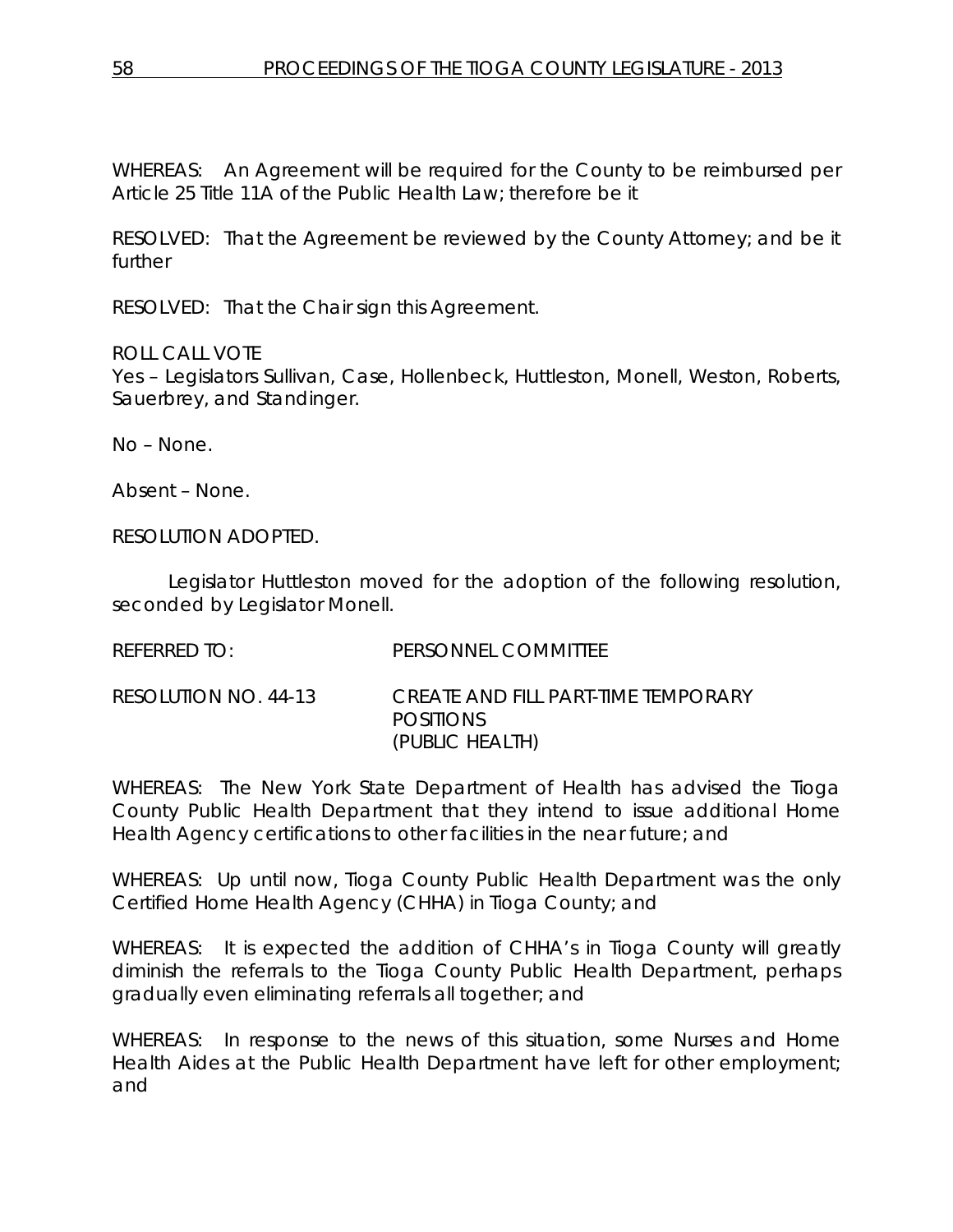WHEREAS: An Agreement will be required for the County to be reimbursed per Article 25 Title 11A of the Public Health Law; therefore be it

RESOLVED: That the Agreement be reviewed by the County Attorney; and be it further

RESOLVED: That the Chair sign this Agreement.

ROLL CALL VOTE
Yes – Legislators Sullivan, Case, Hollenbeck, Huttleston, Monell, Weston, Roberts, Sauerbrey, and Standinger.

No – None.

Absent – None.

RESOLUTION ADOPTED.

Legislator Huttleston moved for the adoption of the following resolution, seconded by Legislator Monell.

REFERRED TO: PERSONNEL COMMITTEE

RESOLUTION NO. 44-13 CREATE AND FILL PART-TIME TEMPORARY POSITIONS (PUBLIC HEALTH)

WHEREAS: The New York State Department of Health has advised the Tioga County Public Health Department that they intend to issue additional Home Health Agency certifications to other facilities in the near future; and

WHEREAS: Up until now, Tioga County Public Health Department was the only Certified Home Health Agency (CHHA) in Tioga County; and

WHEREAS: It is expected the addition of CHHA's in Tioga County will greatly diminish the referrals to the Tioga County Public Health Department, perhaps gradually even eliminating referrals all together; and

WHEREAS: In response to the news of this situation, some Nurses and Home Health Aides at the Public Health Department have left for other employment; and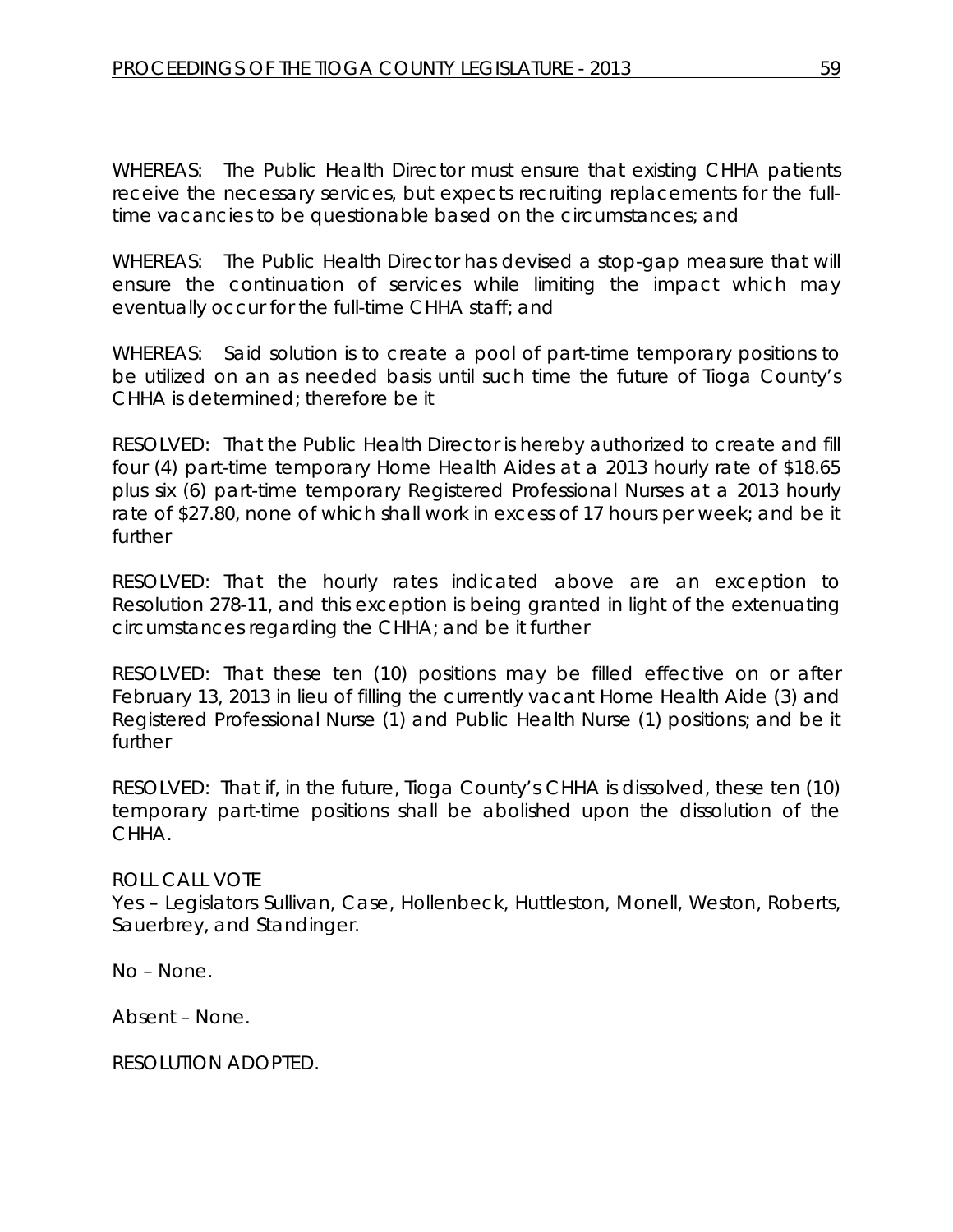WHEREAS: The Public Health Director must ensure that existing CHHA patients receive the necessary services, but expects recruiting replacements for the full-time vacancies to be questionable based on the circumstances; and

WHEREAS: The Public Health Director has devised a stop-gap measure that will ensure the continuation of services while limiting the impact which may eventually occur for the full-time CHHA staff; and

WHEREAS: Said solution is to create a pool of part-time temporary positions to be utilized on an as needed basis until such time the future of Tioga County's CHHA is determined; therefore be it

RESOLVED: That the Public Health Director is hereby authorized to create and fill four (4) part-time temporary Home Health Aides at a 2013 hourly rate of $18.65 plus six (6) part-time temporary Registered Professional Nurses at a 2013 hourly rate of $27.80, none of which shall work in excess of 17 hours per week; and be it further

RESOLVED: That the hourly rates indicated above are an exception to Resolution 278-11, and this exception is being granted in light of the extenuating circumstances regarding the CHHA; and be it further

RESOLVED: That these ten (10) positions may be filled effective on or after February 13, 2013 in lieu of filling the currently vacant Home Health Aide (3) and Registered Professional Nurse (1) and Public Health Nurse (1) positions; and be it further

RESOLVED: That if, in the future, Tioga County's CHHA is dissolved, these ten (10) temporary part-time positions shall be abolished upon the dissolution of the CHHA.

ROLL CALL VOTE
Yes – Legislators Sullivan, Case, Hollenbeck, Huttleston, Monell, Weston, Roberts, Sauerbrey, and Standinger.

No – None.

Absent – None.

RESOLUTION ADOPTED.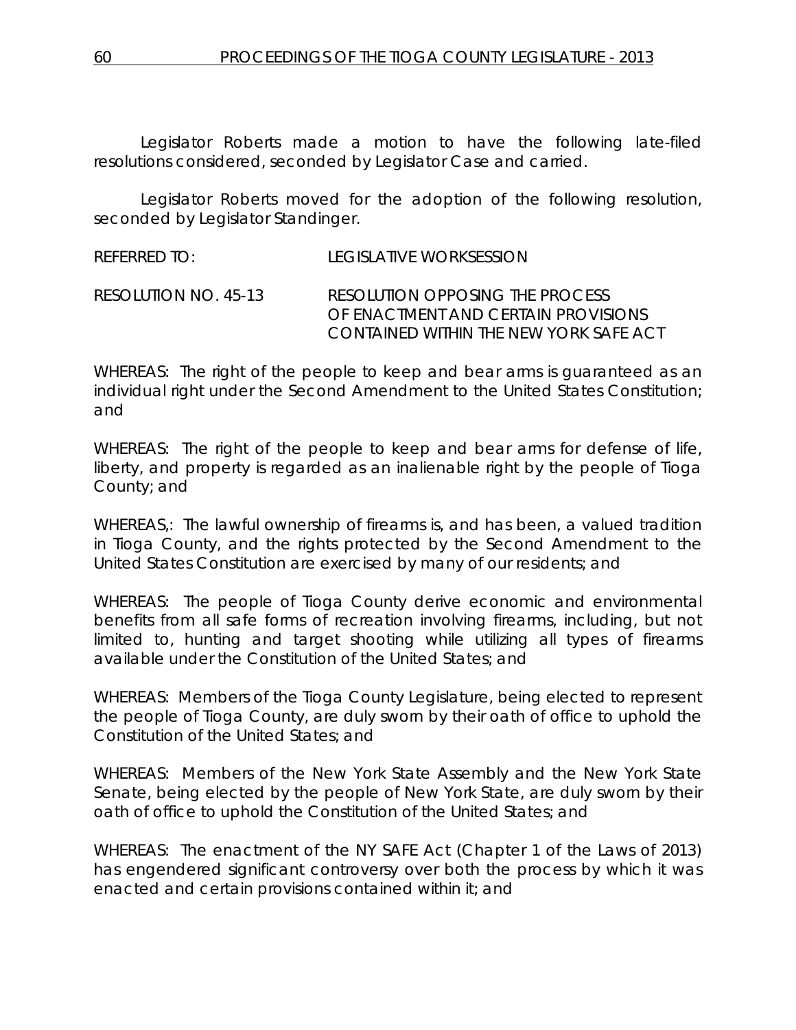Legislator Roberts made a motion to have the following late-filed resolutions considered, seconded by Legislator Case and carried.

Legislator Roberts moved for the adoption of the following resolution, seconded by Legislator Standinger.

REFERRED TO: LEGISLATIVE WORKSESSION

RESOLUTION NO. 45-13 RESOLUTION OPPOSING THE PROCESS OF ENACTMENT AND CERTAIN PROVISIONS CONTAINED WITHIN THE NEW YORK SAFE ACT

WHEREAS: The right of the people to keep and bear arms is guaranteed as an individual right under the Second Amendment to the United States Constitution; and

WHEREAS: The right of the people to keep and bear arms for defense of life, liberty, and property is regarded as an inalienable right by the people of Tioga County; and

WHEREAS,: The lawful ownership of firearms is, and has been, a valued tradition in Tioga County, and the rights protected by the Second Amendment to the United States Constitution are exercised by many of our residents; and

WHEREAS: The people of Tioga County derive economic and environmental benefits from all safe forms of recreation involving firearms, including, but not limited to, hunting and target shooting while utilizing all types of firearms available under the Constitution of the United States; and

WHEREAS: Members of the Tioga County Legislature, being elected to represent the people of Tioga County, are duly sworn by their oath of office to uphold the Constitution of the United States; and

WHEREAS: Members of the New York State Assembly and the New York State Senate, being elected by the people of New York State, are duly sworn by their oath of office to uphold the Constitution of the United States; and

WHEREAS: The enactment of the NY SAFE Act (Chapter 1 of the Laws of 2013) has engendered significant controversy over both the process by which it was enacted and certain provisions contained within it; and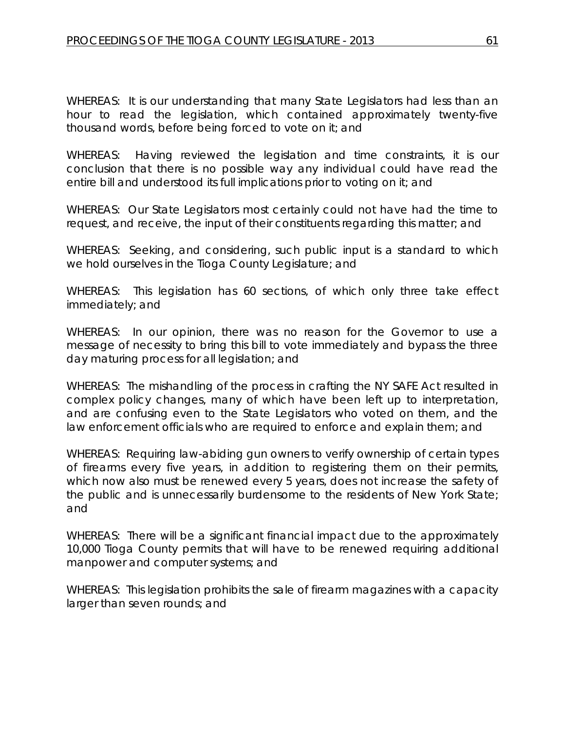WHEREAS: It is our understanding that many State Legislators had less than an hour to read the legislation, which contained approximately twenty-five thousand words, before being forced to vote on it; and

WHEREAS: Having reviewed the legislation and time constraints, it is our conclusion that there is no possible way any individual could have read the entire bill and understood its full implications prior to voting on it; and

WHEREAS: Our State Legislators most certainly could not have had the time to request, and receive, the input of their constituents regarding this matter; and

WHEREAS: Seeking, and considering, such public input is a standard to which we hold ourselves in the Tioga County Legislature; and

WHEREAS: This legislation has 60 sections, of which only three take effect immediately; and

WHEREAS: In our opinion, there was no reason for the Governor to use a message of necessity to bring this bill to vote immediately and bypass the three day maturing process for all legislation; and

WHEREAS: The mishandling of the process in crafting the NY SAFE Act resulted in complex policy changes, many of which have been left up to interpretation, and are confusing even to the State Legislators who voted on them, and the law enforcement officials who are required to enforce and explain them; and

WHEREAS: Requiring law-abiding gun owners to verify ownership of certain types of firearms every five years, in addition to registering them on their permits, which now also must be renewed every 5 years, does not increase the safety of the public and is unnecessarily burdensome to the residents of New York State; and

WHEREAS: There will be a significant financial impact due to the approximately 10,000 Tioga County permits that will have to be renewed requiring additional manpower and computer systems; and

WHEREAS: This legislation prohibits the sale of firearm magazines with a capacity larger than seven rounds; and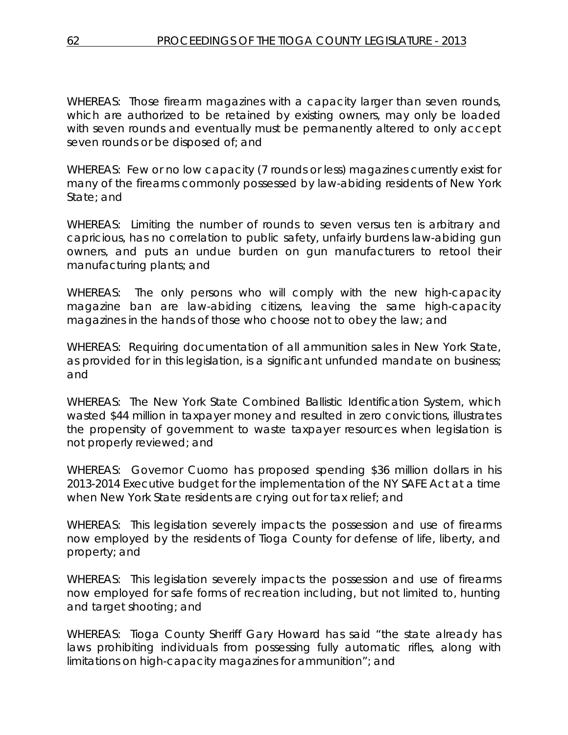WHEREAS: Those firearm magazines with a capacity larger than seven rounds, which are authorized to be retained by existing owners, may only be loaded with seven rounds and eventually must be permanently altered to only accept seven rounds or be disposed of; and

WHEREAS: Few or no low capacity (7 rounds or less) magazines currently exist for many of the firearms commonly possessed by law-abiding residents of New York State; and

WHEREAS: Limiting the number of rounds to seven versus ten is arbitrary and capricious, has no correlation to public safety, unfairly burdens law-abiding gun owners, and puts an undue burden on gun manufacturers to retool their manufacturing plants; and

WHEREAS: The only persons who will comply with the new high-capacity magazine ban are law-abiding citizens, leaving the same high-capacity magazines in the hands of those who choose not to obey the law; and

WHEREAS: Requiring documentation of all ammunition sales in New York State, as provided for in this legislation, is a significant unfunded mandate on business; and

WHEREAS: The New York State Combined Ballistic Identification System, which wasted $44 million in taxpayer money and resulted in zero convictions, illustrates the propensity of government to waste taxpayer resources when legislation is not properly reviewed; and

WHEREAS: Governor Cuomo has proposed spending $36 million dollars in his 2013-2014 Executive budget for the implementation of the NY SAFE Act at a time when New York State residents are crying out for tax relief; and

WHEREAS: This legislation severely impacts the possession and use of firearms now employed by the residents of Tioga County for defense of life, liberty, and property; and

WHEREAS: This legislation severely impacts the possession and use of firearms now employed for safe forms of recreation including, but not limited to, hunting and target shooting; and

WHEREAS: Tioga County Sheriff Gary Howard has said "the state already has laws prohibiting individuals from possessing fully automatic rifles, along with limitations on high-capacity magazines for ammunition"; and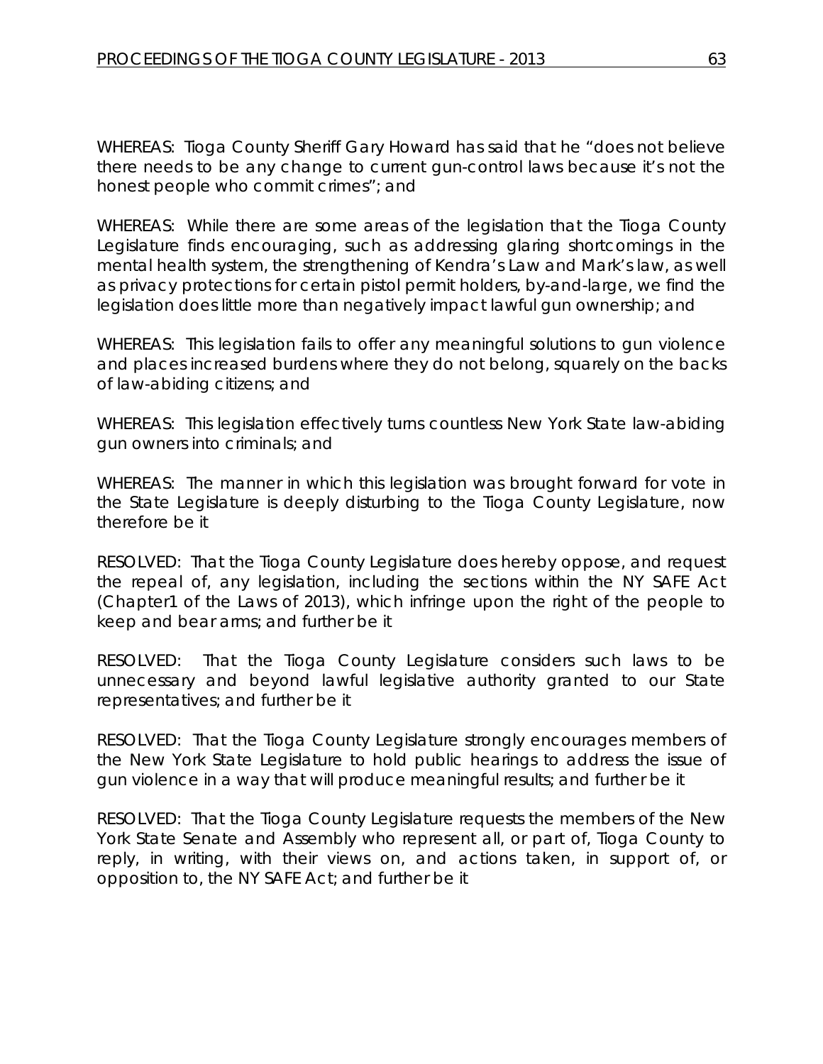WHEREAS: Tioga County Sheriff Gary Howard has said that he "does not believe there needs to be any change to current gun-control laws because it's not the honest people who commit crimes"; and

WHEREAS: While there are some areas of the legislation that the Tioga County Legislature finds encouraging, such as addressing glaring shortcomings in the mental health system, the strengthening of Kendra's Law and Mark's law, as well as privacy protections for certain pistol permit holders, by-and-large, we find the legislation does little more than negatively impact lawful gun ownership; and

WHEREAS: This legislation fails to offer any meaningful solutions to gun violence and places increased burdens where they do not belong, squarely on the backs of law-abiding citizens; and

WHEREAS: This legislation effectively turns countless New York State law-abiding gun owners into criminals; and

WHEREAS: The manner in which this legislation was brought forward for vote in the State Legislature is deeply disturbing to the Tioga County Legislature, now therefore be it

RESOLVED: That the Tioga County Legislature does hereby oppose, and request the repeal of, any legislation, including the sections within the NY SAFE Act (Chapter1 of the Laws of 2013), which infringe upon the right of the people to keep and bear arms; and further be it

RESOLVED: That the Tioga County Legislature considers such laws to be unnecessary and beyond lawful legislative authority granted to our State representatives; and further be it

RESOLVED: That the Tioga County Legislature strongly encourages members of the New York State Legislature to hold public hearings to address the issue of gun violence in a way that will produce meaningful results; and further be it

RESOLVED: That the Tioga County Legislature requests the members of the New York State Senate and Assembly who represent all, or part of, Tioga County to reply, in writing, with their views on, and actions taken, in support of, or opposition to, the NY SAFE Act; and further be it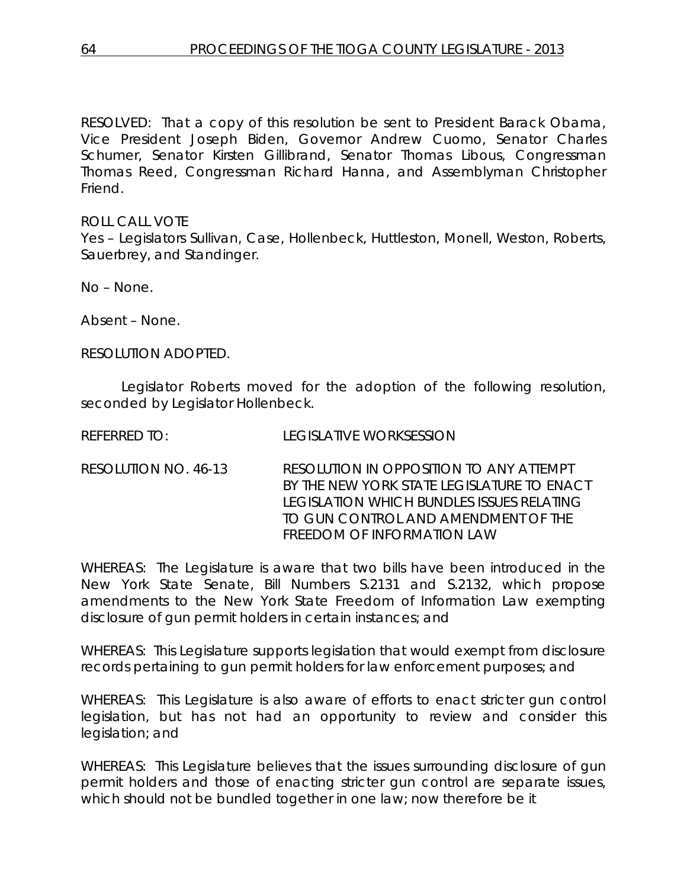RESOLVED: That a copy of this resolution be sent to President Barack Obama, Vice President Joseph Biden, Governor Andrew Cuomo, Senator Charles Schumer, Senator Kirsten Gillibrand, Senator Thomas Libous, Congressman Thomas Reed, Congressman Richard Hanna, and Assemblyman Christopher Friend.

ROLL CALL VOTE
Yes – Legislators Sullivan, Case, Hollenbeck, Huttleston, Monell, Weston, Roberts, Sauerbrey, and Standinger.

No – None.

Absent – None.

RESOLUTION ADOPTED.

Legislator Roberts moved for the adoption of the following resolution, seconded by Legislator Hollenbeck.

REFERRED TO: LEGISLATIVE WORKSESSION

RESOLUTION NO. 46-13 RESOLUTION IN OPPOSITION TO ANY ATTEMPT BY THE NEW YORK STATE LEGISLATURE TO ENACT LEGISLATION WHICH BUNDLES ISSUES RELATING TO GUN CONTROL AND AMENDMENT OF THE FREEDOM OF INFORMATION LAW

WHEREAS: The Legislature is aware that two bills have been introduced in the New York State Senate, Bill Numbers S.2131 and S.2132, which propose amendments to the New York State Freedom of Information Law exempting disclosure of gun permit holders in certain instances; and

WHEREAS: This Legislature supports legislation that would exempt from disclosure records pertaining to gun permit holders for law enforcement purposes; and

WHEREAS: This Legislature is also aware of efforts to enact stricter gun control legislation, but has not had an opportunity to review and consider this legislation; and

WHEREAS: This Legislature believes that the issues surrounding disclosure of gun permit holders and those of enacting stricter gun control are separate issues, which should not be bundled together in one law; now therefore be it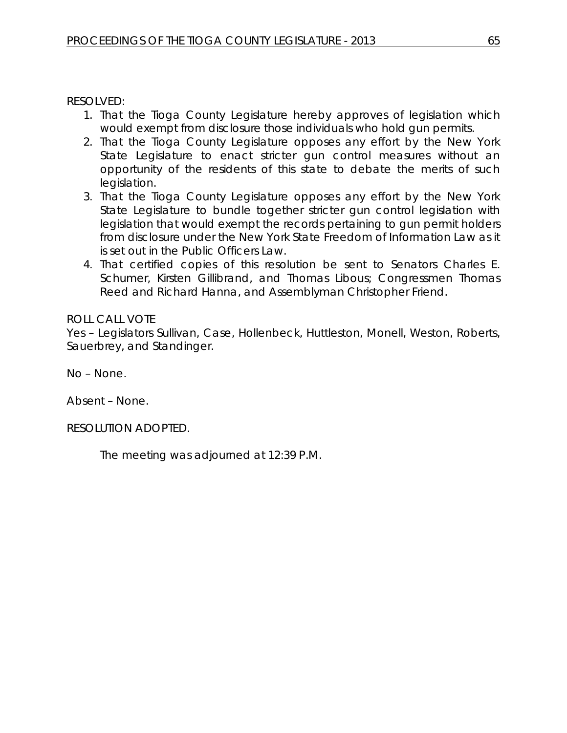RESOLVED:

1. That the Tioga County Legislature hereby approves of legislation which would exempt from disclosure those individuals who hold gun permits.
2. That the Tioga County Legislature opposes any effort by the New York State Legislature to enact stricter gun control measures without an opportunity of the residents of this state to debate the merits of such legislation.
3. That the Tioga County Legislature opposes any effort by the New York State Legislature to bundle together stricter gun control legislation with legislation that would exempt the records pertaining to gun permit holders from disclosure under the New York State Freedom of Information Law as it is set out in the Public Officers Law.
4. That certified copies of this resolution be sent to Senators Charles E. Schumer, Kirsten Gillibrand, and Thomas Libous; Congressmen Thomas Reed and Richard Hanna, and Assemblyman Christopher Friend.

ROLL CALL VOTE

Yes – Legislators Sullivan, Case, Hollenbeck, Huttleston, Monell, Weston, Roberts, Sauerbrey, and Standinger.

No – None.

Absent – None.

RESOLUTION ADOPTED.

The meeting was adjourned at 12:39 P.M.